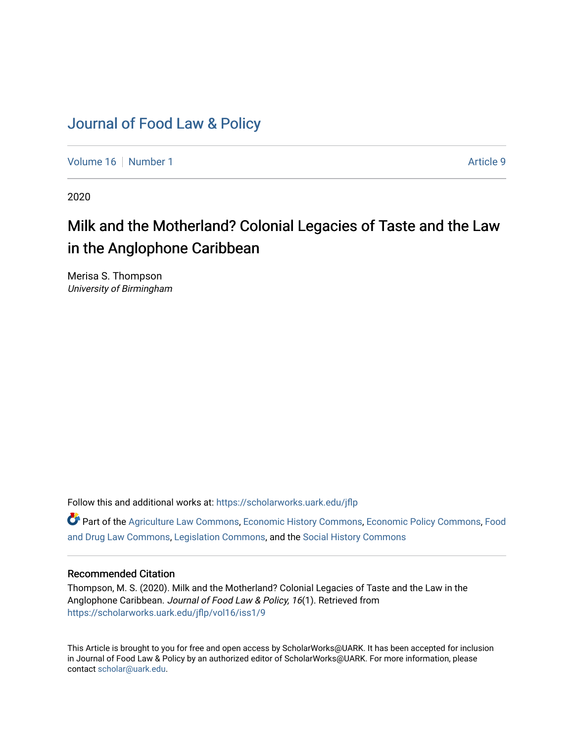# Journal of Food Law & Policy

Volume 16 | Number 1 | Article 9

2020

## Milk and the Motherland? Colonial Legacies of Taste and the Law in the Anglophone Caribbean

Merisa S. Thompson
*University of Birmingham*

Follow this and additional works at: https://scholarworks.uark.edu/jflp

Part of the Agriculture Law Commons, Economic History Commons, Economic Policy Commons, Food and Drug Law Commons, Legislation Commons, and the Social History Commons

### Recommended Citation

Thompson, M. S. (2020). Milk and the Motherland? Colonial Legacies of Taste and the Law in the Anglophone Caribbean. *Journal of Food Law & Policy, 16*(1). Retrieved from https://scholarworks.uark.edu/jflp/vol16/iss1/9

This Article is brought to you for free and open access by ScholarWorks@UARK. It has been accepted for inclusion in Journal of Food Law & Policy by an authorized editor of ScholarWorks@UARK. For more information, please contact scholar@uark.edu.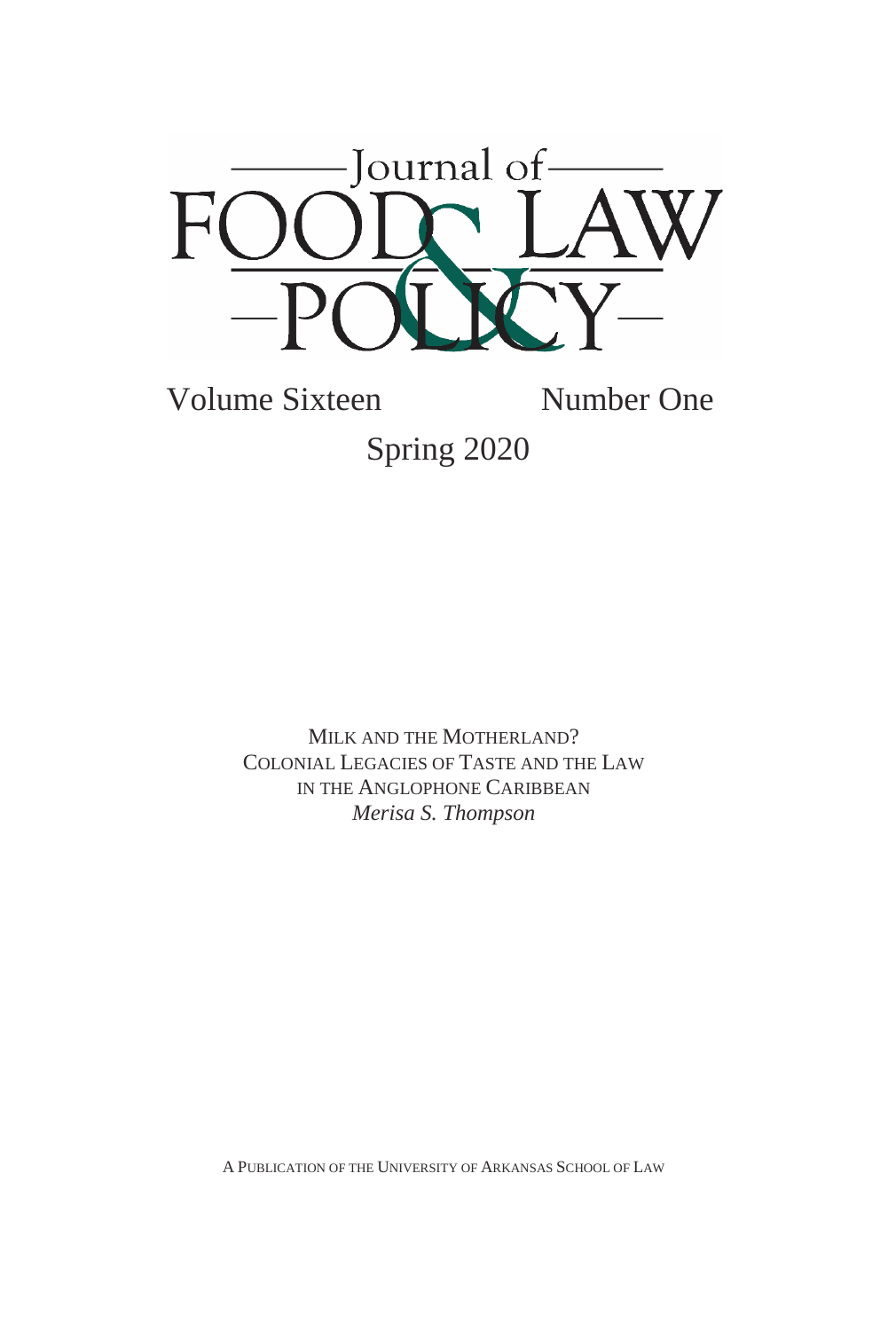# Journal of FOOD LAW & POLICY

Volume Sixteen Number One

Spring 2020

MILK AND THE MOTHERLAND?
COLONIAL LEGACIES OF TASTE AND THE LAW
IN THE ANGLOPHONE CARIBBEAN
*Merisa S. Thompson*

A PUBLICATION OF THE UNIVERSITY OF ARKANSAS SCHOOL OF LAW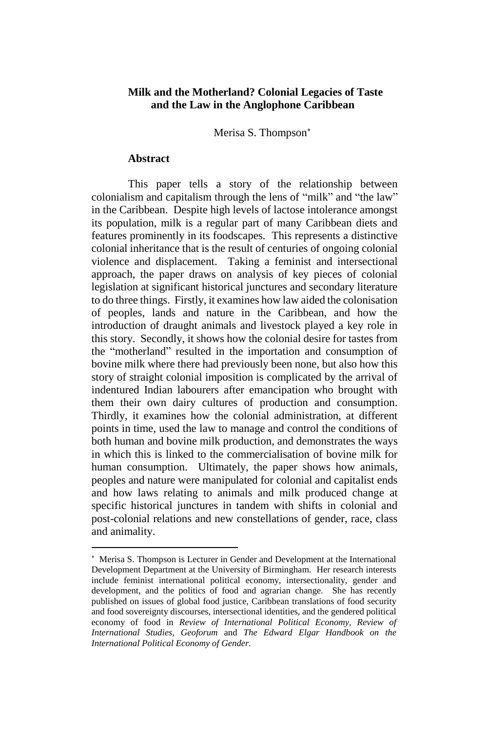# Milk and the Motherland? Colonial Legacies of Taste and the Law in the Anglophone Caribbean

Merisa S. Thompson[*]

## Abstract

This paper tells a story of the relationship between colonialism and capitalism through the lens of "milk" and "the law" in the Caribbean. Despite high levels of lactose intolerance amongst its population, milk is a regular part of many Caribbean diets and features prominently in its foodscapes. This represents a distinctive colonial inheritance that is the result of centuries of ongoing colonial violence and displacement. Taking a feminist and intersectional approach, the paper draws on analysis of key pieces of colonial legislation at significant historical junctures and secondary literature to do three things. Firstly, it examines how law aided the colonisation of peoples, lands and nature in the Caribbean, and how the introduction of draught animals and livestock played a key role in this story. Secondly, it shows how the colonial desire for tastes from the "motherland" resulted in the importation and consumption of bovine milk where there had previously been none, but also how this story of straight colonial imposition is complicated by the arrival of indentured Indian labourers after emancipation who brought with them their own dairy cultures of production and consumption. Thirdly, it examines how the colonial administration, at different points in time, used the law to manage and control the conditions of both human and bovine milk production, and demonstrates the ways in which this is linked to the commercialisation of bovine milk for human consumption. Ultimately, the paper shows how animals, peoples and nature were manipulated for colonial and capitalist ends and how laws relating to animals and milk produced change at specific historical junctures in tandem with shifts in colonial and post-colonial relations and new constellations of gender, race, class and animality.

---

[*] Merisa S. Thompson is Lecturer in Gender and Development at the International Development Department at the University of Birmingham. Her research interests include feminist international political economy, intersectionality, gender and development, and the politics of food and agrarian change. She has recently published on issues of global food justice, Caribbean translations of food security and food sovereignty discourses, intersectional identities, and the gendered political economy of food in *Review of International Political Economy*, *Review of International Studies*, *Geoforum* and *The Edward Elgar Handbook on the International Political Economy of Gender*.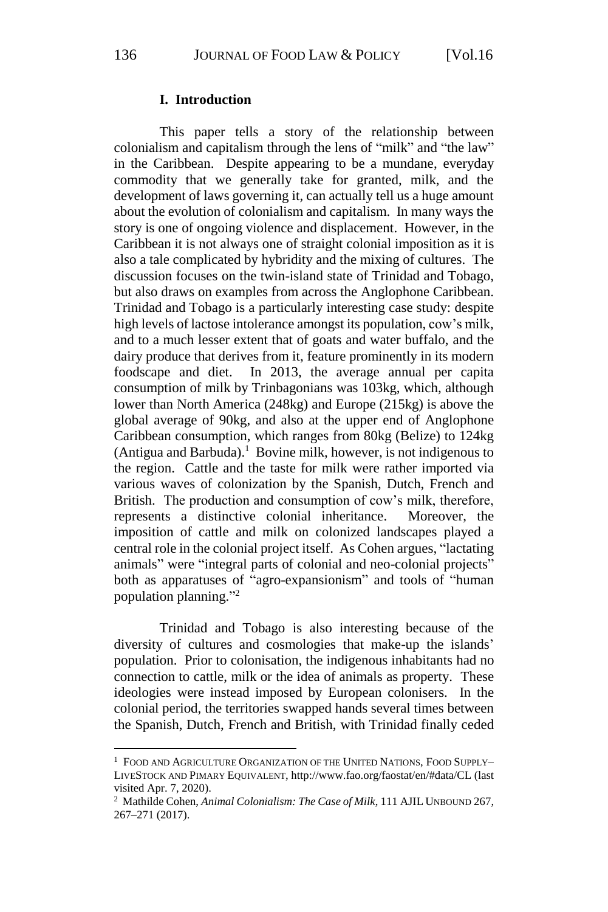## I. Introduction

This paper tells a story of the relationship between colonialism and capitalism through the lens of "milk" and "the law" in the Caribbean. Despite appearing to be a mundane, everyday commodity that we generally take for granted, milk, and the development of laws governing it, can actually tell us a huge amount about the evolution of colonialism and capitalism. In many ways the story is one of ongoing violence and displacement. However, in the Caribbean it is not always one of straight colonial imposition as it is also a tale complicated by hybridity and the mixing of cultures. The discussion focuses on the twin-island state of Trinidad and Tobago, but also draws on examples from across the Anglophone Caribbean. Trinidad and Tobago is a particularly interesting case study: despite high levels of lactose intolerance amongst its population, cow's milk, and to a much lesser extent that of goats and water buffalo, and the dairy produce that derives from it, feature prominently in its modern foodscape and diet. In 2013, the average annual per capita consumption of milk by Trinbagonians was 103kg, which, although lower than North America (248kg) and Europe (215kg) is above the global average of 90kg, and also at the upper end of Anglophone Caribbean consumption, which ranges from 80kg (Belize) to 124kg (Antigua and Barbuda).[1] Bovine milk, however, is not indigenous to the region. Cattle and the taste for milk were rather imported via various waves of colonization by the Spanish, Dutch, French and British. The production and consumption of cow's milk, therefore, represents a distinctive colonial inheritance. Moreover, the imposition of cattle and milk on colonized landscapes played a central role in the colonial project itself. As Cohen argues, "lactating animals" were "integral parts of colonial and neo-colonial projects" both as apparatuses of "agro-expansionism" and tools of "human population planning."[2]

Trinidad and Tobago is also interesting because of the diversity of cultures and cosmologies that make-up the islands' population. Prior to colonisation, the indigenous inhabitants had no connection to cattle, milk or the idea of animals as property. These ideologies were instead imposed by European colonisers. In the colonial period, the territories swapped hands several times between the Spanish, Dutch, French and British, with Trinidad finally ceded

---

[1] FOOD AND AGRICULTURE ORGANIZATION OF THE UNITED NATIONS, FOOD SUPPLY–LIVESTOCK AND PIMARY EQUIVALENT, http://www.fao.org/faostat/en/#data/CL (last visited Apr. 7, 2020).

[2] Mathilde Cohen, *Animal Colonialism: The Case of Milk*, 111 AJIL UNBOUND 267, 267–271 (2017).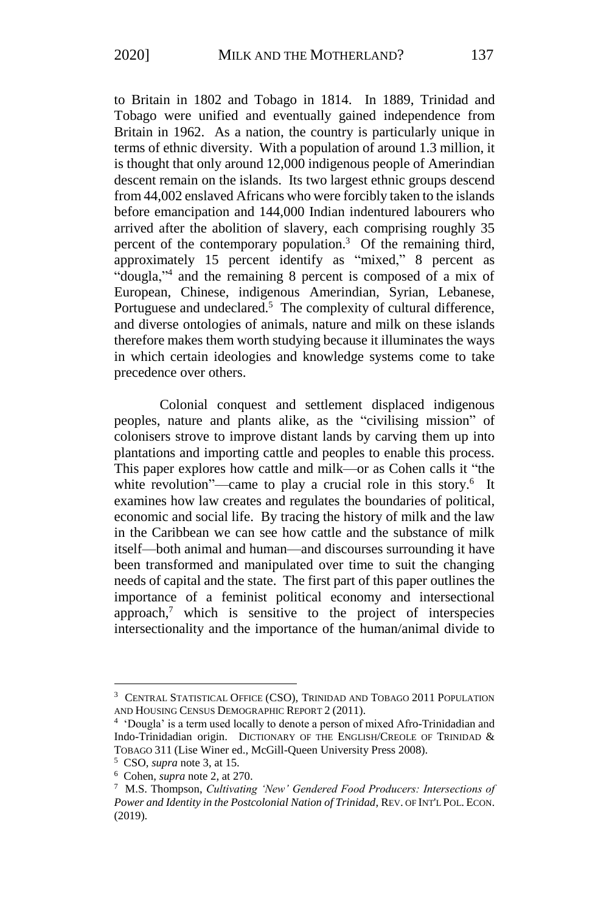to Britain in 1802 and Tobago in 1814. In 1889, Trinidad and Tobago were unified and eventually gained independence from Britain in 1962. As a nation, the country is particularly unique in terms of ethnic diversity. With a population of around 1.3 million, it is thought that only around 12,000 indigenous people of Amerindian descent remain on the islands. Its two largest ethnic groups descend from 44,002 enslaved Africans who were forcibly taken to the islands before emancipation and 144,000 Indian indentured labourers who arrived after the abolition of slavery, each comprising roughly 35 percent of the contemporary population.[3] Of the remaining third, approximately 15 percent identify as "mixed," 8 percent as "dougla,"[4] and the remaining 8 percent is composed of a mix of European, Chinese, indigenous Amerindian, Syrian, Lebanese, Portuguese and undeclared.[5] The complexity of cultural difference, and diverse ontologies of animals, nature and milk on these islands therefore makes them worth studying because it illuminates the ways in which certain ideologies and knowledge systems come to take precedence over others.

Colonial conquest and settlement displaced indigenous peoples, nature and plants alike, as the "civilising mission" of colonisers strove to improve distant lands by carving them up into plantations and importing cattle and peoples to enable this process. This paper explores how cattle and milk—or as Cohen calls it "the white revolution"—came to play a crucial role in this story.[6] It examines how law creates and regulates the boundaries of political, economic and social life. By tracing the history of milk and the law in the Caribbean we can see how cattle and the substance of milk itself—both animal and human—and discourses surrounding it have been transformed and manipulated over time to suit the changing needs of capital and the state. The first part of this paper outlines the importance of a feminist political economy and intersectional approach,[7] which is sensitive to the project of interspecies intersectionality and the importance of the human/animal divide to

---

[3] CENTRAL STATISTICAL OFFICE (CSO), TRINIDAD AND TOBAGO 2011 POPULATION AND HOUSING CENSUS DEMOGRAPHIC REPORT 2 (2011).

[4] 'Dougla' is a term used locally to denote a person of mixed Afro-Trinidadian and Indo-Trinidadian origin. DICTIONARY OF THE ENGLISH/CREOLE OF TRINIDAD & TOBAGO 311 (Lise Winer ed., McGill-Queen University Press 2008).

[5] CSO, *supra* note 3, at 15.

[6] Cohen, *supra* note 2, at 270.

[7] M.S. Thompson, *Cultivating 'New' Gendered Food Producers: Intersections of Power and Identity in the Postcolonial Nation of Trinidad*, REV. OF INT'L POL. ECON. (2019).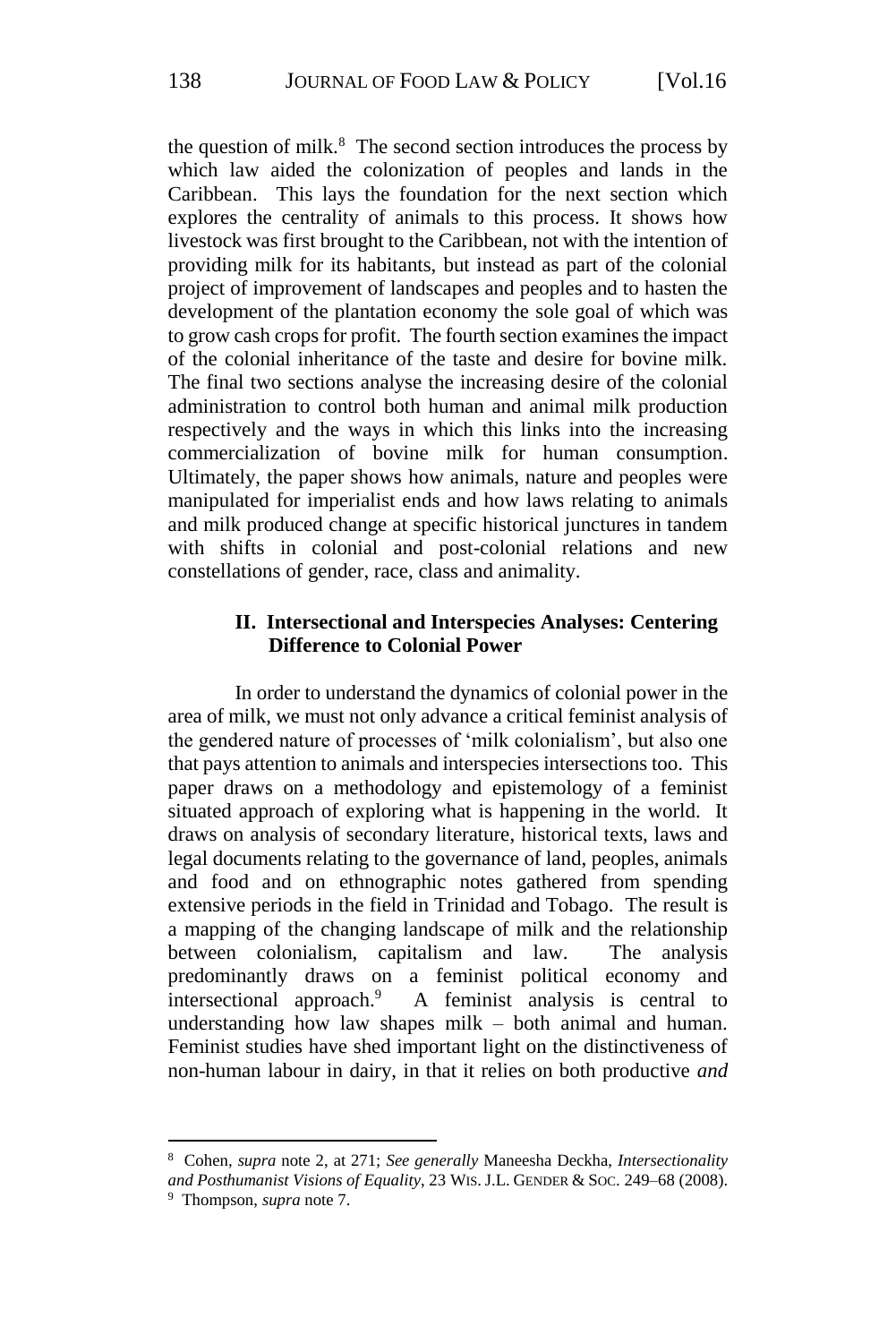the question of milk.[8] The second section introduces the process by which law aided the colonization of peoples and lands in the Caribbean. This lays the foundation for the next section which explores the centrality of animals to this process. It shows how livestock was first brought to the Caribbean, not with the intention of providing milk for its habitants, but instead as part of the colonial project of improvement of landscapes and peoples and to hasten the development of the plantation economy the sole goal of which was to grow cash crops for profit. The fourth section examines the impact of the colonial inheritance of the taste and desire for bovine milk. The final two sections analyse the increasing desire of the colonial administration to control both human and animal milk production respectively and the ways in which this links into the increasing commercialization of bovine milk for human consumption. Ultimately, the paper shows how animals, nature and peoples were manipulated for imperialist ends and how laws relating to animals and milk produced change at specific historical junctures in tandem with shifts in colonial and post-colonial relations and new constellations of gender, race, class and animality.

## II. Intersectional and Interspecies Analyses: Centering Difference to Colonial Power

In order to understand the dynamics of colonial power in the area of milk, we must not only advance a critical feminist analysis of the gendered nature of processes of 'milk colonialism', but also one that pays attention to animals and interspecies intersections too. This paper draws on a methodology and epistemology of a feminist situated approach of exploring what is happening in the world. It draws on analysis of secondary literature, historical texts, laws and legal documents relating to the governance of land, peoples, animals and food and on ethnographic notes gathered from spending extensive periods in the field in Trinidad and Tobago. The result is a mapping of the changing landscape of milk and the relationship between colonialism, capitalism and law. The analysis predominantly draws on a feminist political economy and intersectional approach.[9] A feminist analysis is central to understanding how law shapes milk – both animal and human. Feminist studies have shed important light on the distinctiveness of non-human labour in dairy, in that it relies on both productive *and*

---

[8] Cohen, *supra* note 2, at 271; *See generally* Maneesha Deckha, *Intersectionality and Posthumanist Visions of Equality*, 23 WIS. J.L. GENDER & SOC. 249–68 (2008).

[9] Thompson, *supra* note 7.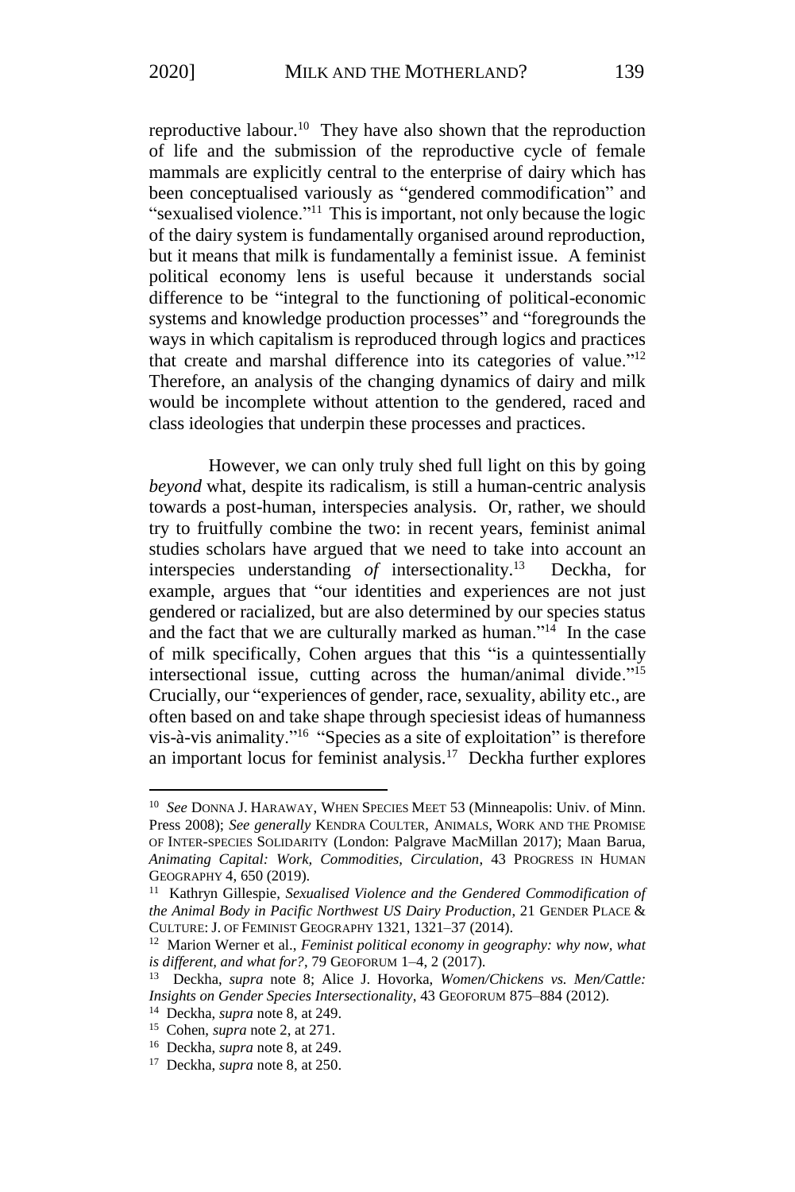reproductive labour.[10] They have also shown that the reproduction of life and the submission of the reproductive cycle of female mammals are explicitly central to the enterprise of dairy which has been conceptualised variously as "gendered commodification" and "sexualised violence."[11] This is important, not only because the logic of the dairy system is fundamentally organised around reproduction, but it means that milk is fundamentally a feminist issue. A feminist political economy lens is useful because it understands social difference to be "integral to the functioning of political-economic systems and knowledge production processes" and "foregrounds the ways in which capitalism is reproduced through logics and practices that create and marshal difference into its categories of value."[12] Therefore, an analysis of the changing dynamics of dairy and milk would be incomplete without attention to the gendered, raced and class ideologies that underpin these processes and practices.

However, we can only truly shed full light on this by going *beyond* what, despite its radicalism, is still a human-centric analysis towards a post-human, interspecies analysis. Or, rather, we should try to fruitfully combine the two: in recent years, feminist animal studies scholars have argued that we need to take into account an interspecies understanding *of* intersectionality.[13] Deckha, for example, argues that "our identities and experiences are not just gendered or racialized, but are also determined by our species status and the fact that we are culturally marked as human."[14] In the case of milk specifically, Cohen argues that this "is a quintessentially intersectional issue, cutting across the human/animal divide."[15] Crucially, our "experiences of gender, race, sexuality, ability etc., are often based on and take shape through speciesist ideas of humanness vis-à-vis animality."[16] "Species as a site of exploitation" is therefore an important locus for feminist analysis.[17] Deckha further explores

---

[10] *See* DONNA J. HARAWAY, WHEN SPECIES MEET 53 (Minneapolis: Univ. of Minn. Press 2008); *See generally* KENDRA COULTER, ANIMALS, WORK AND THE PROMISE OF INTER-SPECIES SOLIDARITY (London: Palgrave MacMillan 2017); Maan Barua, *Animating Capital: Work, Commodities, Circulation*, 43 PROGRESS IN HUMAN GEOGRAPHY 4, 650 (2019).

[11] Kathryn Gillespie, *Sexualised Violence and the Gendered Commodification of the Animal Body in Pacific Northwest US Dairy Production*, 21 GENDER PLACE & CULTURE: J. OF FEMINIST GEOGRAPHY 1321, 1321–37 (2014).

[12] Marion Werner et al., *Feminist political economy in geography: why now, what is different, and what for?*, 79 GEOFORUM 1–4, 2 (2017).

[13] Deckha, *supra* note 8; Alice J. Hovorka, *Women/Chickens vs. Men/Cattle: Insights on Gender Species Intersectionality*, 43 GEOFORUM 875–884 (2012).

[14] Deckha, *supra* note 8, at 249.

[15] Cohen, *supra* note 2, at 271.

[16] Deckha, *supra* note 8, at 249.

[17] Deckha, *supra* note 8, at 250.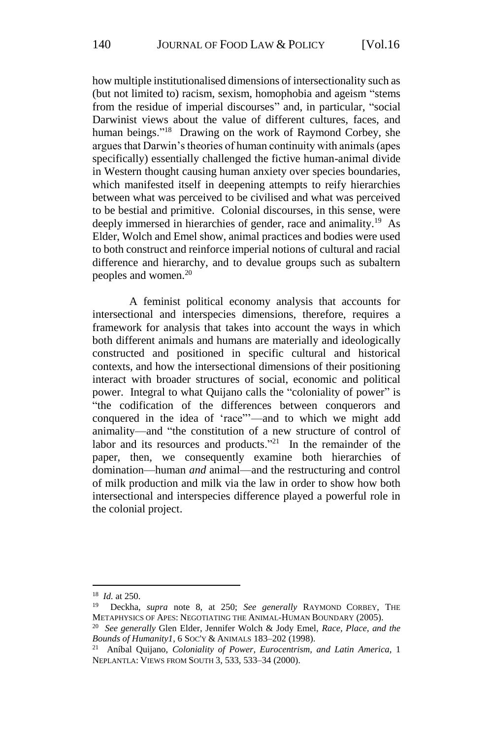how multiple institutionalised dimensions of intersectionality such as (but not limited to) racism, sexism, homophobia and ageism "stems from the residue of imperial discourses" and, in particular, "social Darwinist views about the value of different cultures, faces, and human beings."[18] Drawing on the work of Raymond Corbey, she argues that Darwin's theories of human continuity with animals (apes specifically) essentially challenged the fictive human-animal divide in Western thought causing human anxiety over species boundaries, which manifested itself in deepening attempts to reify hierarchies between what was perceived to be civilised and what was perceived to be bestial and primitive. Colonial discourses, in this sense, were deeply immersed in hierarchies of gender, race and animality.[19] As Elder, Wolch and Emel show, animal practices and bodies were used to both construct and reinforce imperial notions of cultural and racial difference and hierarchy, and to devalue groups such as subaltern peoples and women.[20]

A feminist political economy analysis that accounts for intersectional and interspecies dimensions, therefore, requires a framework for analysis that takes into account the ways in which both different animals and humans are materially and ideologically constructed and positioned in specific cultural and historical contexts, and how the intersectional dimensions of their positioning interact with broader structures of social, economic and political power. Integral to what Quijano calls the "coloniality of power" is "the codification of the differences between conquerors and conquered in the idea of 'race'"—and to which we might add animality—and "the constitution of a new structure of control of labor and its resources and products."[21] In the remainder of the paper, then, we consequently examine both hierarchies of domination—human *and* animal—and the restructuring and control of milk production and milk via the law in order to show how both intersectional and interspecies difference played a powerful role in the colonial project.

---

[18] *Id.* at 250.

[19] Deckha, *supra* note 8, at 250; *See generally* RAYMOND CORBEY, THE METAPHYSICS OF APES: NEGOTIATING THE ANIMAL-HUMAN BOUNDARY (2005).

[20] *See generally* Glen Elder, Jennifer Wolch & Jody Emel, *Race, Place, and the Bounds of Humanity1*, 6 SOC'Y & ANIMALS 183–202 (1998).

[21] Aníbal Quijano, *Coloniality of Power, Eurocentrism, and Latin America*, 1 NEPLANTLA: VIEWS FROM SOUTH 3, 533, 533–34 (2000).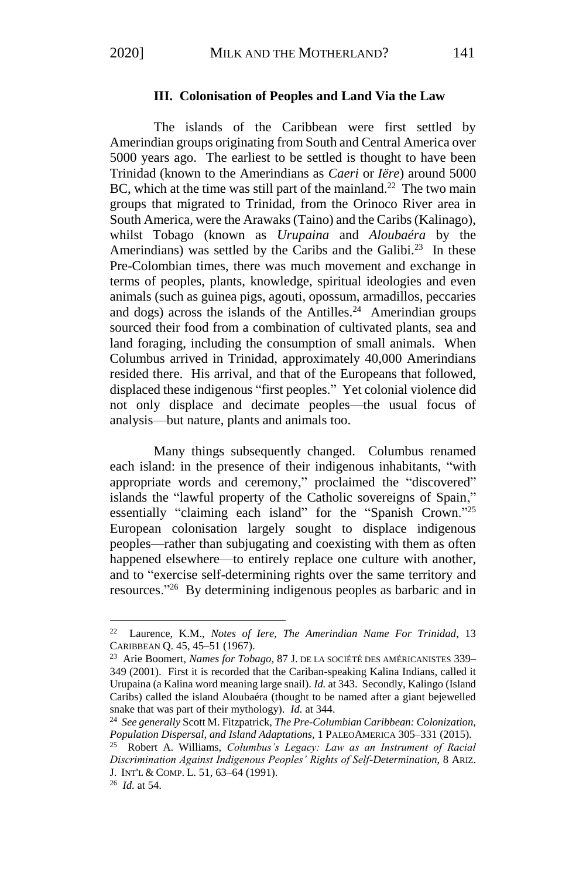### III. Colonisation of Peoples and Land Via the Law

The islands of the Caribbean were first settled by Amerindian groups originating from South and Central America over 5000 years ago. The earliest to be settled is thought to have been Trinidad (known to the Amerindians as *Caeri* or *Iëre*) around 5000 BC, which at the time was still part of the mainland.[22] The two main groups that migrated to Trinidad, from the Orinoco River area in South America, were the Arawaks (Taino) and the Caribs (Kalinago), whilst Tobago (known as *Urupaina* and *Aloubaéra* by the Amerindians) was settled by the Caribs and the Galibi.[23] In these Pre-Colombian times, there was much movement and exchange in terms of peoples, plants, knowledge, spiritual ideologies and even animals (such as guinea pigs, agouti, opossum, armadillos, peccaries and dogs) across the islands of the Antilles.[24] Amerindian groups sourced their food from a combination of cultivated plants, sea and land foraging, including the consumption of small animals. When Columbus arrived in Trinidad, approximately 40,000 Amerindians resided there. His arrival, and that of the Europeans that followed, displaced these indigenous "first peoples." Yet colonial violence did not only displace and decimate peoples—the usual focus of analysis—but nature, plants and animals too.

Many things subsequently changed. Columbus renamed each island: in the presence of their indigenous inhabitants, "with appropriate words and ceremony," proclaimed the "discovered" islands the "lawful property of the Catholic sovereigns of Spain," essentially "claiming each island" for the "Spanish Crown."[25] European colonisation largely sought to displace indigenous peoples—rather than subjugating and coexisting with them as often happened elsewhere—to entirely replace one culture with another, and to "exercise self-determining rights over the same territory and resources."[26] By determining indigenous peoples as barbaric and in

---

[22] Laurence, K.M., *Notes of Iere, The Amerindian Name For Trinidad*, 13 CARIBBEAN Q. 45, 45–51 (1967).

[23] Arie Boomert, *Names for Tobago*, 87 J. DE LA SOCIÉTÉ DES AMÉRICANISTES 339–349 (2001). First it is recorded that the Cariban-speaking Kalina Indians, called it Urupaina (a Kalina word meaning large snail). *Id.* at 343. Secondly, Kalingo (Island Caribs) called the island Aloubaéra (thought to be named after a giant bejewelled snake that was part of their mythology). *Id.* at 344.

[24] *See generally* Scott M. Fitzpatrick, *The Pre-Columbian Caribbean: Colonization, Population Dispersal, and Island Adaptations*, 1 PALEOAMERICA 305–331 (2015).

[25] Robert A. Williams, *Columbus's Legacy: Law as an Instrument of Racial Discrimination Against Indigenous Peoples' Rights of Self-Determination*, 8 ARIZ. J. INT'L & COMP. L. 51, 63–64 (1991).

[26] *Id.* at 54.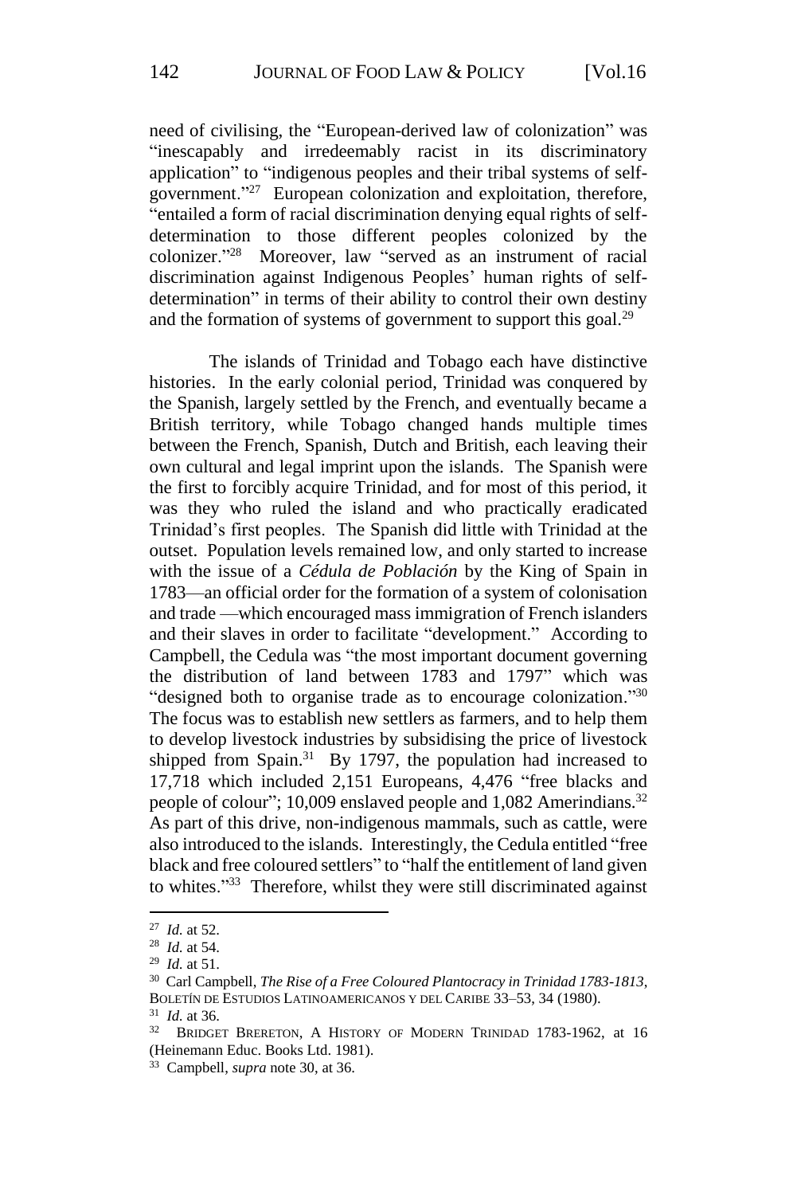need of civilising, the "European-derived law of colonization" was "inescapably and irredeemably racist in its discriminatory application" to "indigenous peoples and their tribal systems of self-government."[27] European colonization and exploitation, therefore, "entailed a form of racial discrimination denying equal rights of self-determination to those different peoples colonized by the colonizer."[28] Moreover, law "served as an instrument of racial discrimination against Indigenous Peoples' human rights of self-determination" in terms of their ability to control their own destiny and the formation of systems of government to support this goal.[29]

The islands of Trinidad and Tobago each have distinctive histories. In the early colonial period, Trinidad was conquered by the Spanish, largely settled by the French, and eventually became a British territory, while Tobago changed hands multiple times between the French, Spanish, Dutch and British, each leaving their own cultural and legal imprint upon the islands. The Spanish were the first to forcibly acquire Trinidad, and for most of this period, it was they who ruled the island and who practically eradicated Trinidad's first peoples. The Spanish did little with Trinidad at the outset. Population levels remained low, and only started to increase with the issue of a *Cédula de Población* by the King of Spain in 1783—an official order for the formation of a system of colonisation and trade —which encouraged mass immigration of French islanders and their slaves in order to facilitate "development." According to Campbell, the Cedula was "the most important document governing the distribution of land between 1783 and 1797" which was "designed both to organise trade as to encourage colonization."[30] The focus was to establish new settlers as farmers, and to help them to develop livestock industries by subsidising the price of livestock shipped from Spain.[31] By 1797, the population had increased to 17,718 which included 2,151 Europeans, 4,476 "free blacks and people of colour"; 10,009 enslaved people and 1,082 Amerindians.[32] As part of this drive, non-indigenous mammals, such as cattle, were also introduced to the islands. Interestingly, the Cedula entitled "free black and free coloured settlers" to "half the entitlement of land given to whites."[33] Therefore, whilst they were still discriminated against

---

[27] *Id.* at 52.

[28] *Id.* at 54.

[29] *Id.* at 51.

[30] Carl Campbell, *The Rise of a Free Coloured Plantocracy in Trinidad 1783-1813*, BOLETÍN DE ESTUDIOS LATINOAMERICANOS Y DEL CARIBE 33–53, 34 (1980).

[31] *Id.* at 36.

[32] BRIDGET BRERETON, A HISTORY OF MODERN TRINIDAD 1783-1962, at 16 (Heinemann Educ. Books Ltd. 1981).

[33] Campbell, *supra* note 30, at 36.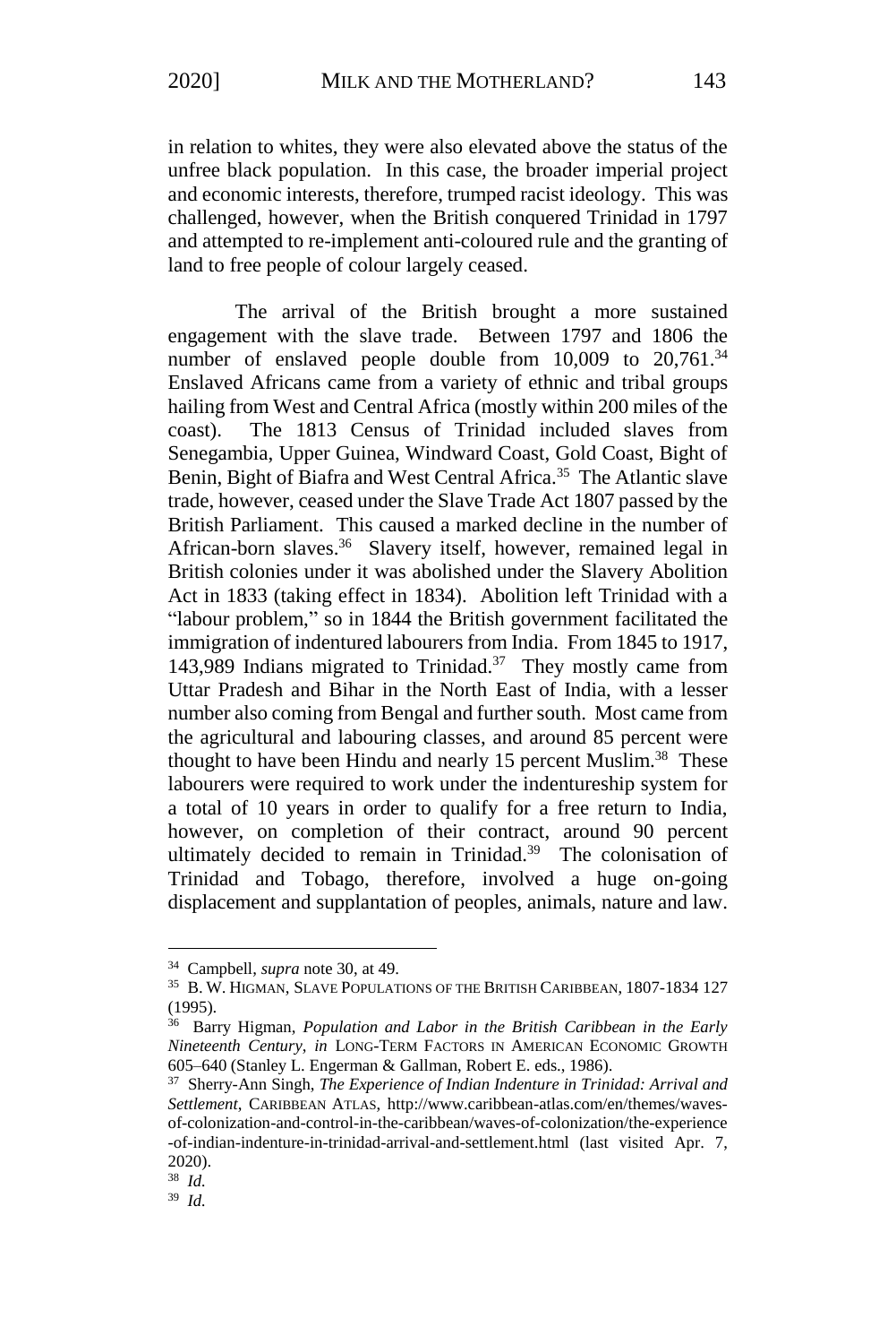in relation to whites, they were also elevated above the status of the unfree black population. In this case, the broader imperial project and economic interests, therefore, trumped racist ideology. This was challenged, however, when the British conquered Trinidad in 1797 and attempted to re-implement anti-coloured rule and the granting of land to free people of colour largely ceased.

The arrival of the British brought a more sustained engagement with the slave trade. Between 1797 and 1806 the number of enslaved people double from 10,009 to 20,761.[34] Enslaved Africans came from a variety of ethnic and tribal groups hailing from West and Central Africa (mostly within 200 miles of the coast). The 1813 Census of Trinidad included slaves from Senegambia, Upper Guinea, Windward Coast, Gold Coast, Bight of Benin, Bight of Biafra and West Central Africa.[35] The Atlantic slave trade, however, ceased under the Slave Trade Act 1807 passed by the British Parliament. This caused a marked decline in the number of African-born slaves.[36] Slavery itself, however, remained legal in British colonies under it was abolished under the Slavery Abolition Act in 1833 (taking effect in 1834). Abolition left Trinidad with a "labour problem," so in 1844 the British government facilitated the immigration of indentured labourers from India. From 1845 to 1917, 143,989 Indians migrated to Trinidad.[37] They mostly came from Uttar Pradesh and Bihar in the North East of India, with a lesser number also coming from Bengal and further south. Most came from the agricultural and labouring classes, and around 85 percent were thought to have been Hindu and nearly 15 percent Muslim.[38] These labourers were required to work under the indentureship system for a total of 10 years in order to qualify for a free return to India, however, on completion of their contract, around 90 percent ultimately decided to remain in Trinidad.[39] The colonisation of Trinidad and Tobago, therefore, involved a huge on-going displacement and supplantation of peoples, animals, nature and law.

---

[34] Campbell, *supra* note 30, at 49.

[35] B. W. HIGMAN, SLAVE POPULATIONS OF THE BRITISH CARIBBEAN, 1807-1834 127 (1995).

[36] Barry Higman, *Population and Labor in the British Caribbean in the Early Nineteenth Century*, *in* LONG-TERM FACTORS IN AMERICAN ECONOMIC GROWTH 605–640 (Stanley L. Engerman & Gallman, Robert E. eds., 1986).

[37] Sherry-Ann Singh, *The Experience of Indian Indenture in Trinidad: Arrival and Settlement*, CARIBBEAN ATLAS, http://www.caribbean-atlas.com/en/themes/waves-of-colonization-and-control-in-the-caribbean/waves-of-colonization/the-experience-of-indian-indenture-in-trinidad-arrival-and-settlement.html (last visited Apr. 7, 2020).

[38] *Id.*

[39] *Id.*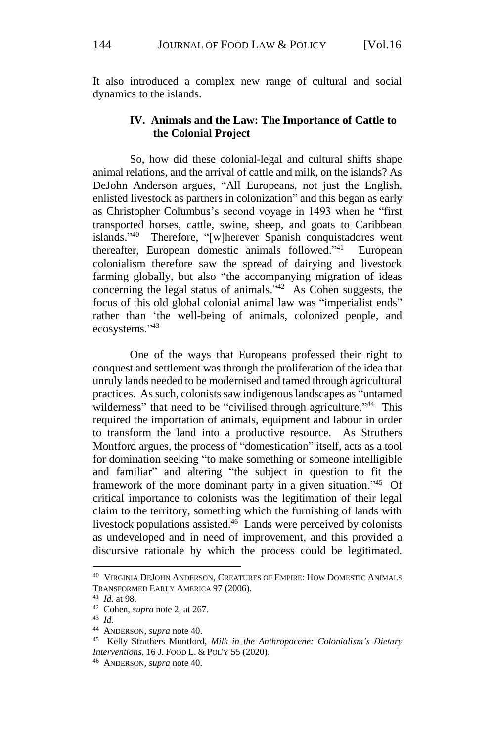It also introduced a complex new range of cultural and social dynamics to the islands.

## IV. Animals and the Law: The Importance of Cattle to the Colonial Project

So, how did these colonial-legal and cultural shifts shape animal relations, and the arrival of cattle and milk, on the islands? As DeJohn Anderson argues, "All Europeans, not just the English, enlisted livestock as partners in colonization" and this began as early as Christopher Columbus's second voyage in 1493 when he "first transported horses, cattle, swine, sheep, and goats to Caribbean islands."[40] Therefore, "[w]herever Spanish conquistadores went thereafter, European domestic animals followed."[41] European colonialism therefore saw the spread of dairying and livestock farming globally, but also "the accompanying migration of ideas concerning the legal status of animals."[42] As Cohen suggests, the focus of this old global colonial animal law was "imperialist ends" rather than 'the well-being of animals, colonized people, and ecosystems."[43]

One of the ways that Europeans professed their right to conquest and settlement was through the proliferation of the idea that unruly lands needed to be modernised and tamed through agricultural practices. As such, colonists saw indigenous landscapes as "untamed wilderness" that need to be "civilised through agriculture."[44] This required the importation of animals, equipment and labour in order to transform the land into a productive resource. As Struthers Montford argues, the process of "domestication" itself, acts as a tool for domination seeking "to make something or someone intelligible and familiar" and altering "the subject in question to fit the framework of the more dominant party in a given situation."[45] Of critical importance to colonists was the legitimation of their legal claim to the territory, something which the furnishing of lands with livestock populations assisted.[46] Lands were perceived by colonists as undeveloped and in need of improvement, and this provided a discursive rationale by which the process could be legitimated.

---

[40] VIRGINIA DEJOHN ANDERSON, CREATURES OF EMPIRE: HOW DOMESTIC ANIMALS TRANSFORMED EARLY AMERICA 97 (2006).

[41] *Id.* at 98.

[42] Cohen, *supra* note 2, at 267.

[43] *Id.*

[44] ANDERSON, *supra* note 40.

[45] Kelly Struthers Montford, *Milk in the Anthropocene: Colonialism's Dietary Interventions*, 16 J. FOOD L. & POL'Y 55 (2020).

[46] ANDERSON, *supra* note 40.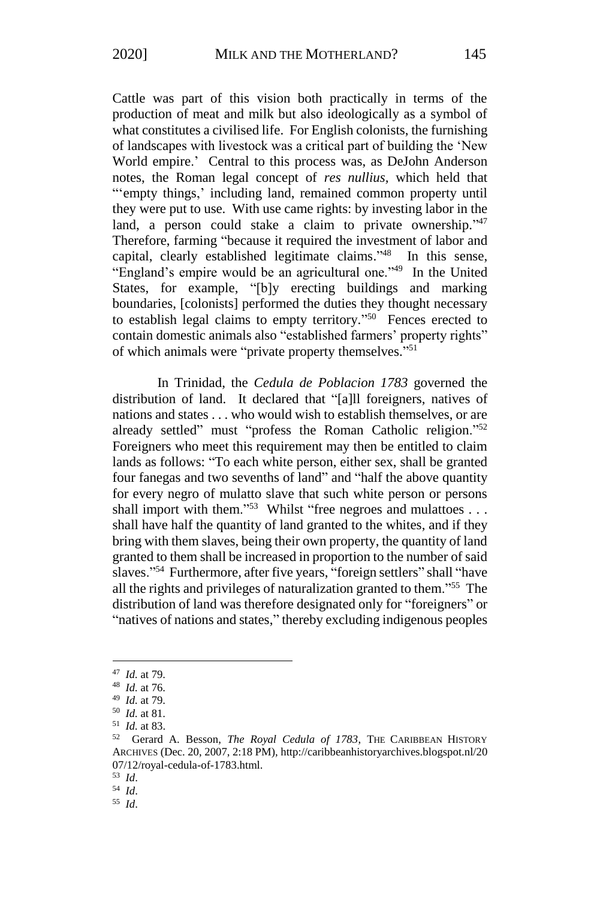Cattle was part of this vision both practically in terms of the production of meat and milk but also ideologically as a symbol of what constitutes a civilised life. For English colonists, the furnishing of landscapes with livestock was a critical part of building the 'New World empire.' Central to this process was, as DeJohn Anderson notes, the Roman legal concept of *res nullius*, which held that "'empty things,' including land, remained common property until they were put to use. With use came rights: by investing labor in the land, a person could stake a claim to private ownership."[47] Therefore, farming "because it required the investment of labor and capital, clearly established legitimate claims."[48] In this sense, "England's empire would be an agricultural one."[49] In the United States, for example, "[b]y erecting buildings and marking boundaries, [colonists] performed the duties they thought necessary to establish legal claims to empty territory."[50] Fences erected to contain domestic animals also "established farmers' property rights" of which animals were "private property themselves."[51]

In Trinidad, the *Cedula de Poblacion 1783* governed the distribution of land. It declared that "[a]ll foreigners, natives of nations and states . . . who would wish to establish themselves, or are already settled" must "profess the Roman Catholic religion."[52] Foreigners who meet this requirement may then be entitled to claim lands as follows: "To each white person, either sex, shall be granted four fanegas and two sevenths of land" and "half the above quantity for every negro of mulatto slave that such white person or persons shall import with them."[53] Whilst "free negroes and mulattoes . . . shall have half the quantity of land granted to the whites, and if they bring with them slaves, being their own property, the quantity of land granted to them shall be increased in proportion to the number of said slaves."[54] Furthermore, after five years, "foreign settlers" shall "have all the rights and privileges of naturalization granted to them."[55] The distribution of land was therefore designated only for "foreigners" or "natives of nations and states," thereby excluding indigenous peoples

---

[47] *Id.* at 79.

[48] *Id.* at 76.

[49] *Id.* at 79.

[50] *Id.* at 81.

[51] *Id.* at 83.

[52] Gerard A. Besson, *The Royal Cedula of 1783*, THE CARIBBEAN HISTORY ARCHIVES (Dec. 20, 2007, 2:18 PM), http://caribbeanhistoryarchives.blogspot.nl/2007/12/royal-cedula-of-1783.html.

[53] *Id*.

[54] *Id*.

[55] *Id*.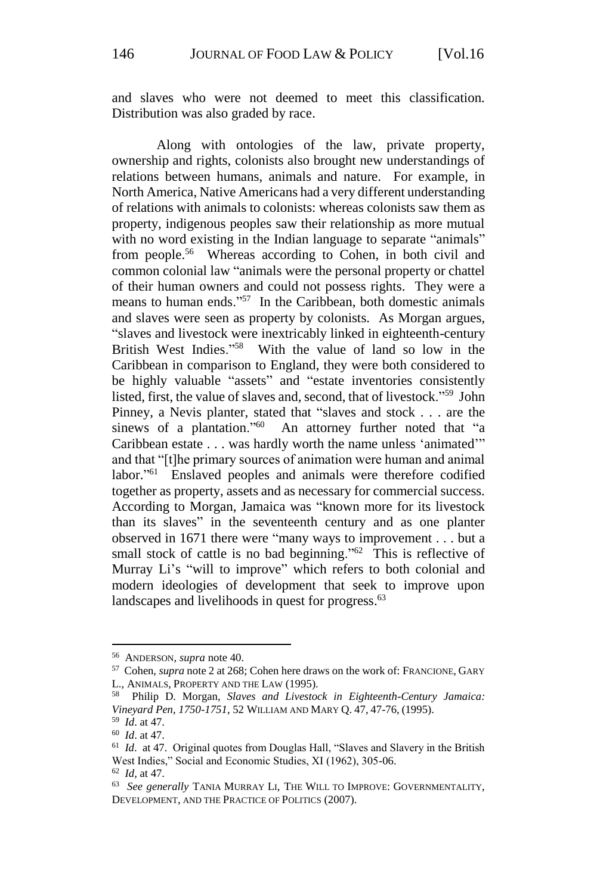and slaves who were not deemed to meet this classification. Distribution was also graded by race.

Along with ontologies of the law, private property, ownership and rights, colonists also brought new understandings of relations between humans, animals and nature. For example, in North America, Native Americans had a very different understanding of relations with animals to colonists: whereas colonists saw them as property, indigenous peoples saw their relationship as more mutual with no word existing in the Indian language to separate "animals" from people.[56] Whereas according to Cohen, in both civil and common colonial law "animals were the personal property or chattel of their human owners and could not possess rights. They were a means to human ends."[57] In the Caribbean, both domestic animals and slaves were seen as property by colonists. As Morgan argues, "slaves and livestock were inextricably linked in eighteenth-century British West Indies."[58] With the value of land so low in the Caribbean in comparison to England, they were both considered to be highly valuable "assets" and "estate inventories consistently listed, first, the value of slaves and, second, that of livestock."[59] John Pinney, a Nevis planter, stated that "slaves and stock . . . are the sinews of a plantation."[60] An attorney further noted that "a Caribbean estate . . . was hardly worth the name unless 'animated'" and that "[t]he primary sources of animation were human and animal labor."[61] Enslaved peoples and animals were therefore codified together as property, assets and as necessary for commercial success. According to Morgan, Jamaica was "known more for its livestock than its slaves" in the seventeenth century and as one planter observed in 1671 there were "many ways to improvement . . . but a small stock of cattle is no bad beginning."[62] This is reflective of Murray Li's "will to improve" which refers to both colonial and modern ideologies of development that seek to improve upon landscapes and livelihoods in quest for progress.[63]

---

[56] ANDERSON, *supra* note 40.

[57] Cohen, *supra* note 2 at 268; Cohen here draws on the work of: FRANCIONE, GARY L., ANIMALS, PROPERTY AND THE LAW (1995).

[58] Philip D. Morgan, *Slaves and Livestock in Eighteenth-Century Jamaica: Vineyard Pen, 1750-1751,* 52 WILLIAM AND MARY Q. 47, 47-76, (1995).

[59] *Id*. at 47.

[60] *Id*. at 47.

[61] *Id*. at 47. Original quotes from Douglas Hall, "Slaves and Slavery in the British West Indies," Social and Economic Studies, XI (1962), 305-06.

[62] *Id*, at 47.

[63] *See generally* TANIA MURRAY LI, THE WILL TO IMPROVE: GOVERNMENTALITY, DEVELOPMENT, AND THE PRACTICE OF POLITICS (2007).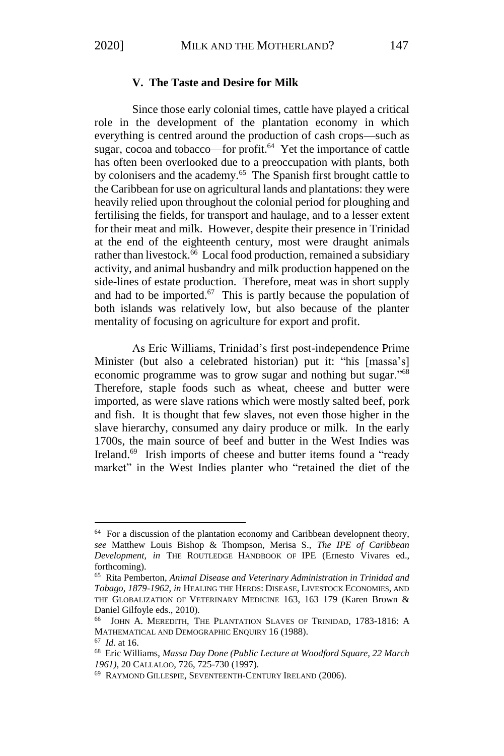### V. The Taste and Desire for Milk

Since those early colonial times, cattle have played a critical role in the development of the plantation economy in which everything is centred around the production of cash crops—such as sugar, cocoa and tobacco—for profit.[64] Yet the importance of cattle has often been overlooked due to a preoccupation with plants, both by colonisers and the academy.[65] The Spanish first brought cattle to the Caribbean for use on agricultural lands and plantations: they were heavily relied upon throughout the colonial period for ploughing and fertilising the fields, for transport and haulage, and to a lesser extent for their meat and milk. However, despite their presence in Trinidad at the end of the eighteenth century, most were draught animals rather than livestock.[66] Local food production, remained a subsidiary activity, and animal husbandry and milk production happened on the side-lines of estate production. Therefore, meat was in short supply and had to be imported.[67] This is partly because the population of both islands was relatively low, but also because of the planter mentality of focusing on agriculture for export and profit.

As Eric Williams, Trinidad's first post-independence Prime Minister (but also a celebrated historian) put it: "his [massa's] economic programme was to grow sugar and nothing but sugar."[68] Therefore, staple foods such as wheat, cheese and butter were imported, as were slave rations which were mostly salted beef, pork and fish. It is thought that few slaves, not even those higher in the slave hierarchy, consumed any dairy produce or milk. In the early 1700s, the main source of beef and butter in the West Indies was Ireland.[69] Irish imports of cheese and butter items found a "ready market" in the West Indies planter who "retained the diet of the

---

[64] For a discussion of the plantation economy and Caribbean developnent theory, *see* Matthew Louis Bishop & Thompson, Merisa S., *The IPE of Caribbean Development*, *in* THE ROUTLEDGE HANDBOOK OF IPE (Ernesto Vivares ed., forthcoming).

[65] Rita Pemberton, *Animal Disease and Veterinary Administration in Trinidad and Tobago, 1879-1962*, *in* HEALING THE HERDS: DISEASE, LIVESTOCK ECONOMIES, AND THE GLOBALIZATION OF VETERINARY MEDICINE 163, 163–179 (Karen Brown & Daniel Gilfoyle eds., 2010).

[66] JOHN A. MEREDITH, THE PLANTATION SLAVES OF TRINIDAD, 1783-1816: A MATHEMATICAL AND DEMOGRAPHIC ENQUIRY 16 (1988).

[67] *Id*. at 16.

[68] Eric Williams, *Massa Day Done (Public Lecture at Woodford Square, 22 March 1961)*, 20 CALLALOO, 726, 725-730 (1997).

[69] RAYMOND GILLESPIE, SEVENTEENTH-CENTURY IRELAND (2006).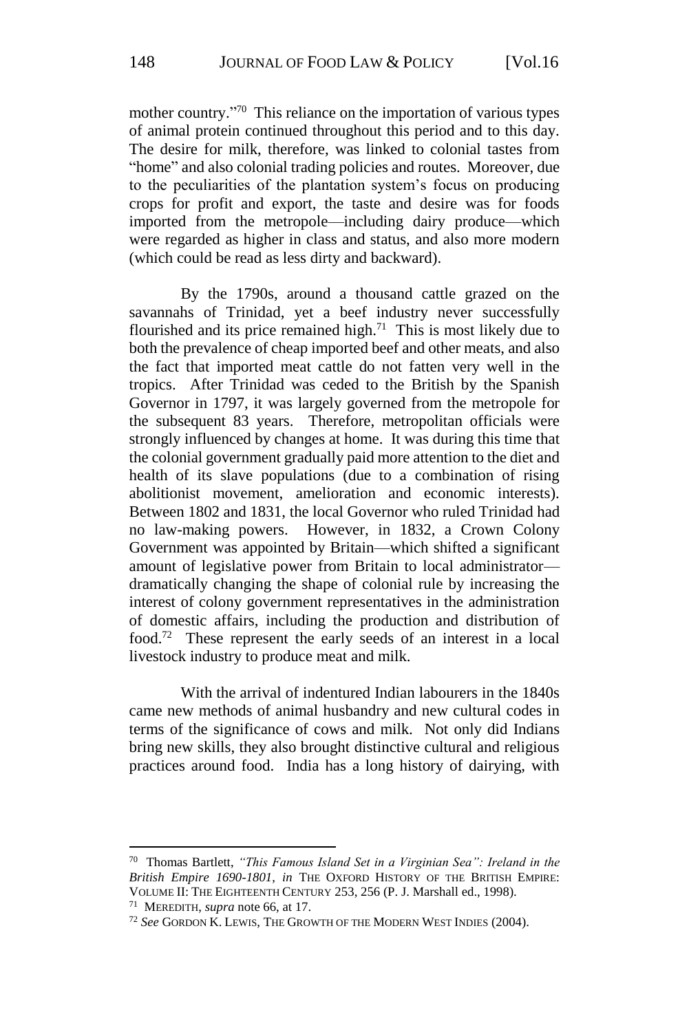mother country."[70] This reliance on the importation of various types of animal protein continued throughout this period and to this day. The desire for milk, therefore, was linked to colonial tastes from "home" and also colonial trading policies and routes. Moreover, due to the peculiarities of the plantation system's focus on producing crops for profit and export, the taste and desire was for foods imported from the metropole—including dairy produce—which were regarded as higher in class and status, and also more modern (which could be read as less dirty and backward).

By the 1790s, around a thousand cattle grazed on the savannahs of Trinidad, yet a beef industry never successfully flourished and its price remained high.[71] This is most likely due to both the prevalence of cheap imported beef and other meats, and also the fact that imported meat cattle do not fatten very well in the tropics. After Trinidad was ceded to the British by the Spanish Governor in 1797, it was largely governed from the metropole for the subsequent 83 years. Therefore, metropolitan officials were strongly influenced by changes at home. It was during this time that the colonial government gradually paid more attention to the diet and health of its slave populations (due to a combination of rising abolitionist movement, amelioration and economic interests). Between 1802 and 1831, the local Governor who ruled Trinidad had no law-making powers. However, in 1832, a Crown Colony Government was appointed by Britain—which shifted a significant amount of legislative power from Britain to local administrator—dramatically changing the shape of colonial rule by increasing the interest of colony government representatives in the administration of domestic affairs, including the production and distribution of food.[72] These represent the early seeds of an interest in a local livestock industry to produce meat and milk.

With the arrival of indentured Indian labourers in the 1840s came new methods of animal husbandry and new cultural codes in terms of the significance of cows and milk. Not only did Indians bring new skills, they also brought distinctive cultural and religious practices around food. India has a long history of dairying, with

---

[70] Thomas Bartlett, *"This Famous Island Set in a Virginian Sea": Ireland in the British Empire 1690-1801*, *in* THE OXFORD HISTORY OF THE BRITISH EMPIRE: VOLUME II: THE EIGHTEENTH CENTURY 253, 256 (P. J. Marshall ed., 1998).

[71] MEREDITH, *supra* note 66, at 17.

[72] *See* GORDON K. LEWIS, THE GROWTH OF THE MODERN WEST INDIES (2004).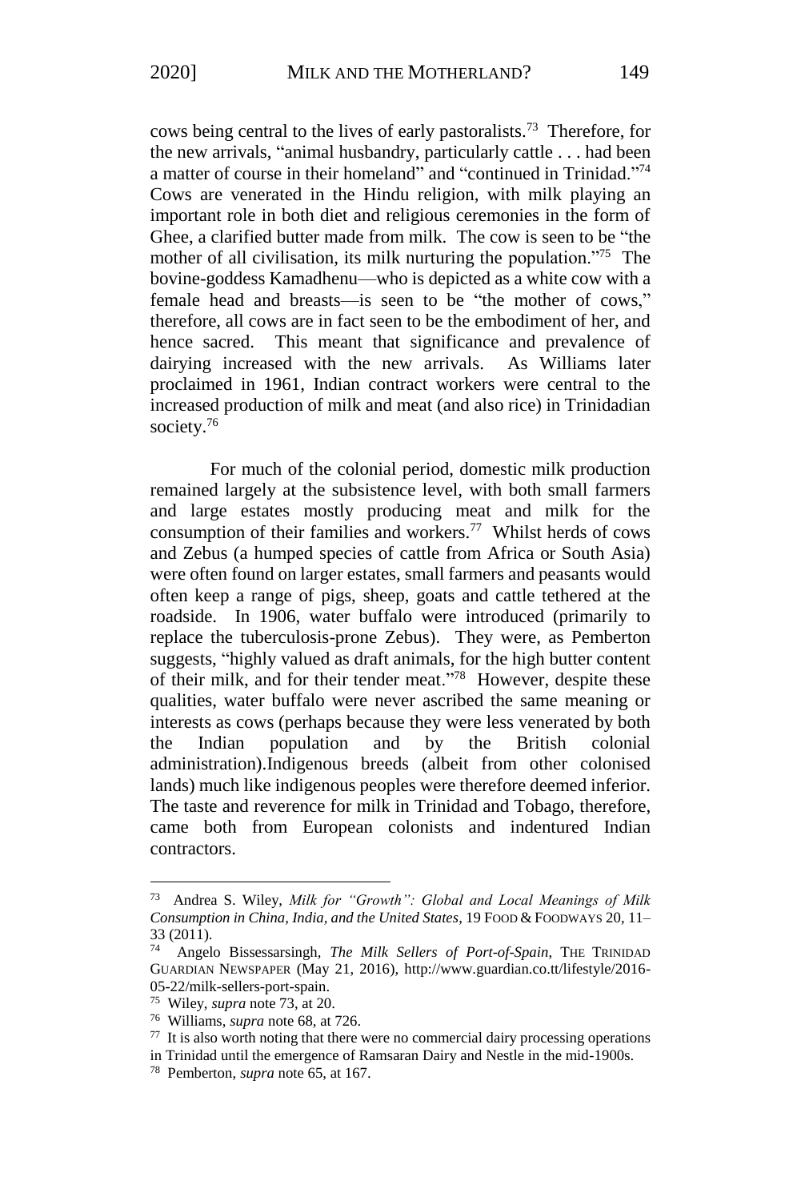cows being central to the lives of early pastoralists.[73] Therefore, for the new arrivals, "animal husbandry, particularly cattle . . . had been a matter of course in their homeland" and "continued in Trinidad."[74] Cows are venerated in the Hindu religion, with milk playing an important role in both diet and religious ceremonies in the form of Ghee, a clarified butter made from milk. The cow is seen to be "the mother of all civilisation, its milk nurturing the population."[75] The bovine-goddess Kamadhenu—who is depicted as a white cow with a female head and breasts—is seen to be "the mother of cows," therefore, all cows are in fact seen to be the embodiment of her, and hence sacred. This meant that significance and prevalence of dairying increased with the new arrivals. As Williams later proclaimed in 1961, Indian contract workers were central to the increased production of milk and meat (and also rice) in Trinidadian society.[76]

For much of the colonial period, domestic milk production remained largely at the subsistence level, with both small farmers and large estates mostly producing meat and milk for the consumption of their families and workers.[77] Whilst herds of cows and Zebus (a humped species of cattle from Africa or South Asia) were often found on larger estates, small farmers and peasants would often keep a range of pigs, sheep, goats and cattle tethered at the roadside. In 1906, water buffalo were introduced (primarily to replace the tuberculosis-prone Zebus). They were, as Pemberton suggests, "highly valued as draft animals, for the high butter content of their milk, and for their tender meat."[78] However, despite these qualities, water buffalo were never ascribed the same meaning or interests as cows (perhaps because they were less venerated by both the Indian population and by the British colonial administration).Indigenous breeds (albeit from other colonised lands) much like indigenous peoples were therefore deemed inferior. The taste and reverence for milk in Trinidad and Tobago, therefore, came both from European colonists and indentured Indian contractors.

---

[73] Andrea S. Wiley, *Milk for "Growth": Global and Local Meanings of Milk Consumption in China, India, and the United States*, 19 FOOD & FOODWAYS 20, 11–33 (2011).

[74] Angelo Bissessarsingh, *The Milk Sellers of Port-of-Spain*, THE TRINIDAD GUARDIAN NEWSPAPER (May 21, 2016), http://www.guardian.co.tt/lifestyle/2016-05-22/milk-sellers-port-spain.

[75] Wiley, *supra* note 73, at 20.

[76] Williams, *supra* note 68, at 726.

[77] It is also worth noting that there were no commercial dairy processing operations in Trinidad until the emergence of Ramsaran Dairy and Nestle in the mid-1900s.

[78] Pemberton, *supra* note 65, at 167.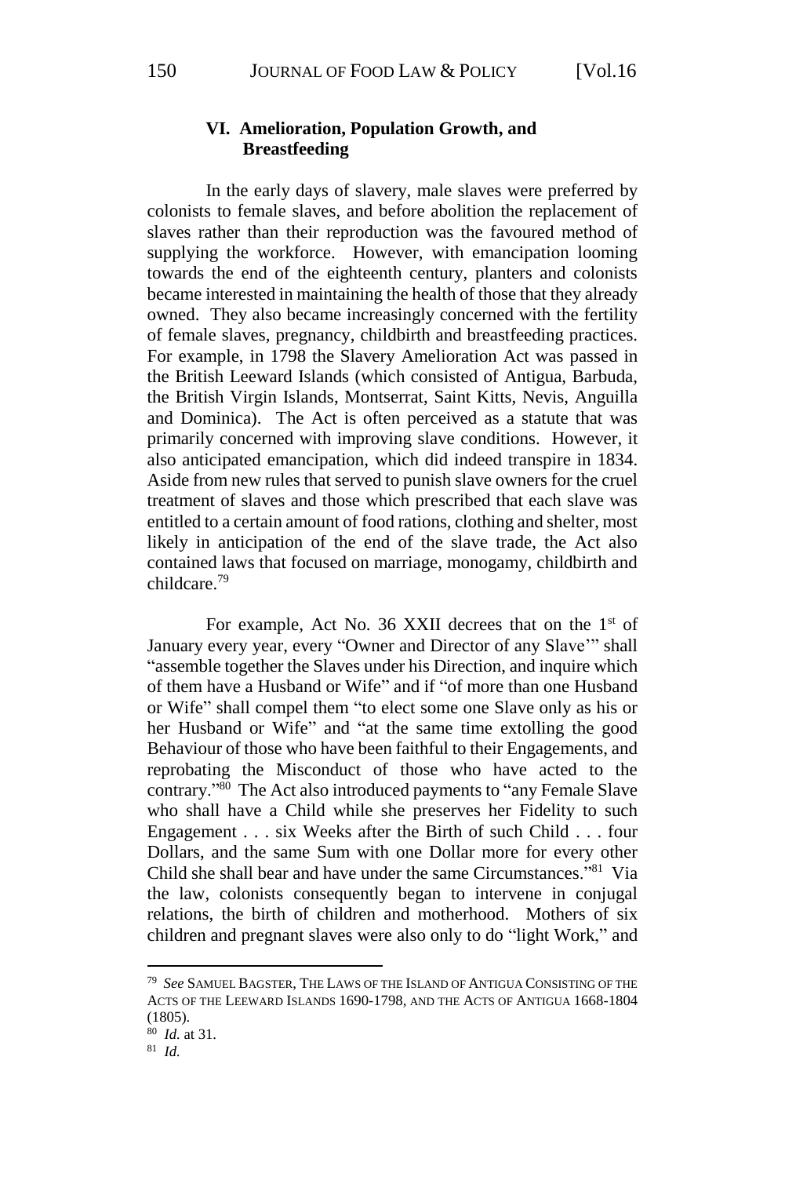## VI. Amelioration, Population Growth, and Breastfeeding

In the early days of slavery, male slaves were preferred by colonists to female slaves, and before abolition the replacement of slaves rather than their reproduction was the favoured method of supplying the workforce. However, with emancipation looming towards the end of the eighteenth century, planters and colonists became interested in maintaining the health of those that they already owned. They also became increasingly concerned with the fertility of female slaves, pregnancy, childbirth and breastfeeding practices. For example, in 1798 the Slavery Amelioration Act was passed in the British Leeward Islands (which consisted of Antigua, Barbuda, the British Virgin Islands, Montserrat, Saint Kitts, Nevis, Anguilla and Dominica). The Act is often perceived as a statute that was primarily concerned with improving slave conditions. However, it also anticipated emancipation, which did indeed transpire in 1834. Aside from new rules that served to punish slave owners for the cruel treatment of slaves and those which prescribed that each slave was entitled to a certain amount of food rations, clothing and shelter, most likely in anticipation of the end of the slave trade, the Act also contained laws that focused on marriage, monogamy, childbirth and childcare.[79]

For example, Act No. 36 XXII decrees that on the 1st of January every year, every "Owner and Director of any Slave'" shall "assemble together the Slaves under his Direction, and inquire which of them have a Husband or Wife" and if "of more than one Husband or Wife" shall compel them "to elect some one Slave only as his or her Husband or Wife" and "at the same time extolling the good Behaviour of those who have been faithful to their Engagements, and reprobating the Misconduct of those who have acted to the contrary."[80] The Act also introduced payments to "any Female Slave who shall have a Child while she preserves her Fidelity to such Engagement . . . six Weeks after the Birth of such Child . . . four Dollars, and the same Sum with one Dollar more for every other Child she shall bear and have under the same Circumstances."[81] Via the law, colonists consequently began to intervene in conjugal relations, the birth of children and motherhood. Mothers of six children and pregnant slaves were also only to do "light Work," and

---

[79] *See* SAMUEL BAGSTER, THE LAWS OF THE ISLAND OF ANTIGUA CONSISTING OF THE ACTS OF THE LEEWARD ISLANDS 1690-1798, AND THE ACTS OF ANTIGUA 1668-1804 (1805).

[80] *Id.* at 31.

[81] *Id.*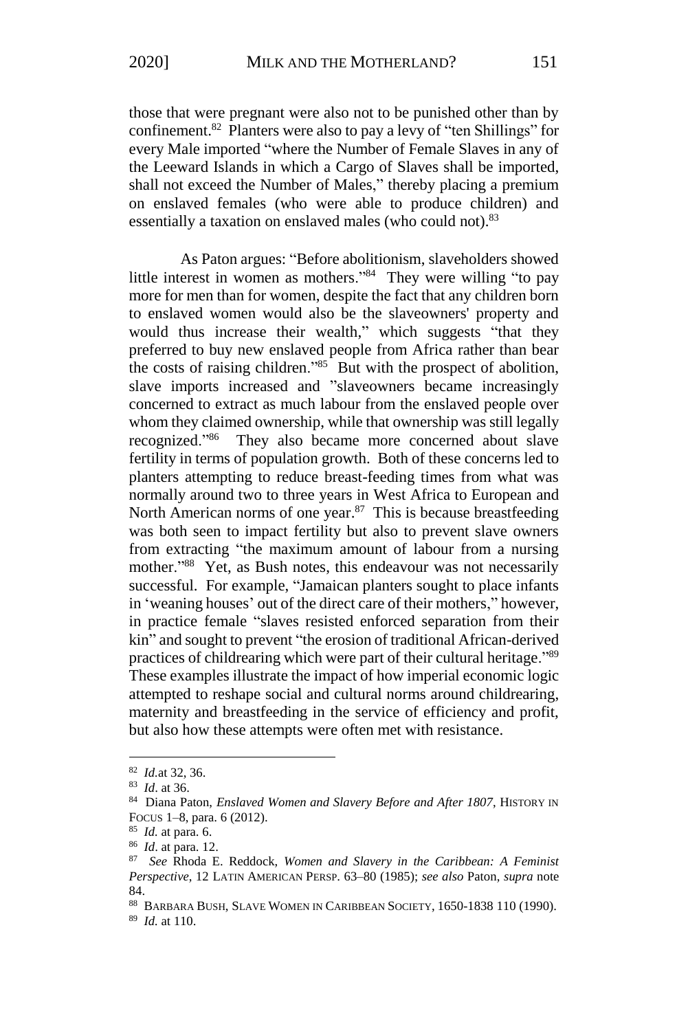those that were pregnant were also not to be punished other than by confinement.[82] Planters were also to pay a levy of "ten Shillings" for every Male imported "where the Number of Female Slaves in any of the Leeward Islands in which a Cargo of Slaves shall be imported, shall not exceed the Number of Males," thereby placing a premium on enslaved females (who were able to produce children) and essentially a taxation on enslaved males (who could not).[83]

As Paton argues: "Before abolitionism, slaveholders showed little interest in women as mothers."[84] They were willing "to pay more for men than for women, despite the fact that any children born to enslaved women would also be the slaveowners' property and would thus increase their wealth," which suggests "that they preferred to buy new enslaved people from Africa rather than bear the costs of raising children."[85] But with the prospect of abolition, slave imports increased and "slaveowners became increasingly concerned to extract as much labour from the enslaved people over whom they claimed ownership, while that ownership was still legally recognized."[86] They also became more concerned about slave fertility in terms of population growth. Both of these concerns led to planters attempting to reduce breast-feeding times from what was normally around two to three years in West Africa to European and North American norms of one year.[87] This is because breastfeeding was both seen to impact fertility but also to prevent slave owners from extracting "the maximum amount of labour from a nursing mother."[88] Yet, as Bush notes, this endeavour was not necessarily successful. For example, "Jamaican planters sought to place infants in 'weaning houses' out of the direct care of their mothers," however, in practice female "slaves resisted enforced separation from their kin" and sought to prevent "the erosion of traditional African-derived practices of childrearing which were part of their cultural heritage."[89] These examples illustrate the impact of how imperial economic logic attempted to reshape social and cultural norms around childrearing, maternity and breastfeeding in the service of efficiency and profit, but also how these attempts were often met with resistance.

---

[82] *Id.*at 32, 36.

[83] *Id*. at 36.

[84] Diana Paton, *Enslaved Women and Slavery Before and After 1807*, HISTORY IN FOCUS 1–8, para. 6 (2012).

[85] *Id.* at para. 6.

[86] *Id*. at para. 12.

[87] *See* Rhoda E. Reddock, *Women and Slavery in the Caribbean: A Feminist Perspective*, 12 LATIN AMERICAN PERSP. 63–80 (1985); *see also* Paton, *supra* note 84.

[88] BARBARA BUSH, SLAVE WOMEN IN CARIBBEAN SOCIETY, 1650-1838 110 (1990).

[89] *Id.* at 110.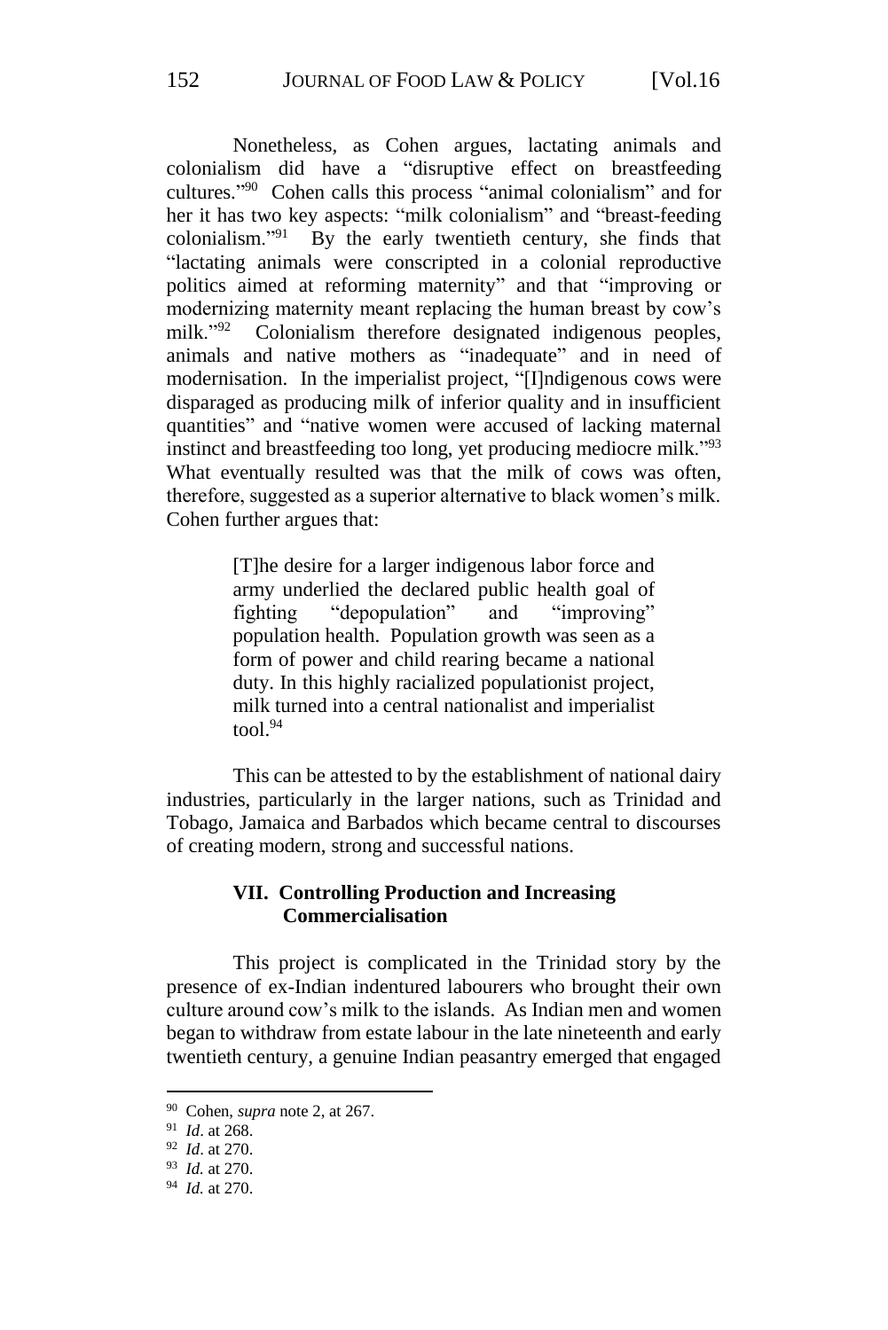Nonetheless, as Cohen argues, lactating animals and colonialism did have a "disruptive effect on breastfeeding cultures."[90] Cohen calls this process "animal colonialism" and for her it has two key aspects: "milk colonialism" and "breast-feeding colonialism."[91] By the early twentieth century, she finds that "lactating animals were conscripted in a colonial reproductive politics aimed at reforming maternity" and that "improving or modernizing maternity meant replacing the human breast by cow's milk."[92] Colonialism therefore designated indigenous peoples, animals and native mothers as "inadequate" and in need of modernisation. In the imperialist project, "[I]ndigenous cows were disparaged as producing milk of inferior quality and in insufficient quantities" and "native women were accused of lacking maternal instinct and breastfeeding too long, yet producing mediocre milk."[93] What eventually resulted was that the milk of cows was often, therefore, suggested as a superior alternative to black women's milk. Cohen further argues that:

> [T]he desire for a larger indigenous labor force and army underlied the declared public health goal of fighting "depopulation" and "improving" population health. Population growth was seen as a form of power and child rearing became a national duty. In this highly racialized populationist project, milk turned into a central nationalist and imperialist tool.[94]

This can be attested to by the establishment of national dairy industries, particularly in the larger nations, such as Trinidad and Tobago, Jamaica and Barbados which became central to discourses of creating modern, strong and successful nations.

## VII. Controlling Production and Increasing Commercialisation

This project is complicated in the Trinidad story by the presence of ex-Indian indentured labourers who brought their own culture around cow's milk to the islands. As Indian men and women began to withdraw from estate labour in the late nineteenth and early twentieth century, a genuine Indian peasantry emerged that engaged

---

[90] Cohen, *supra* note 2, at 267.

[91] *Id*. at 268.

[92] *Id*. at 270.

[93] *Id.* at 270.

[94] *Id.* at 270.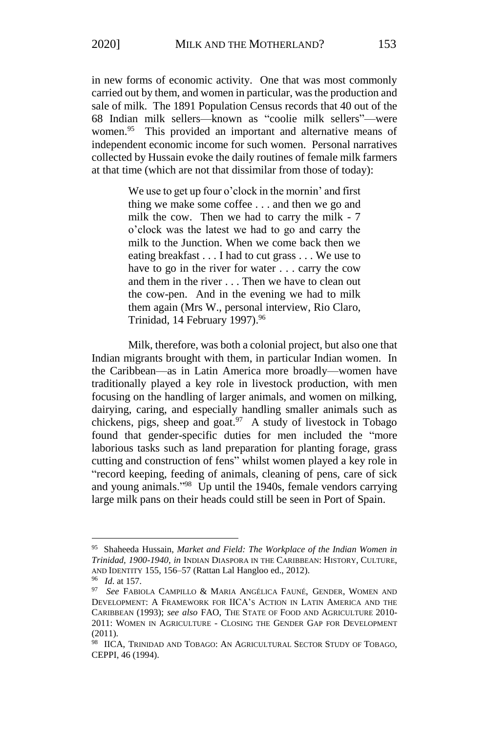in new forms of economic activity. One that was most commonly carried out by them, and women in particular, was the production and sale of milk. The 1891 Population Census records that 40 out of the 68 Indian milk sellers—known as "coolie milk sellers"—were women.[95] This provided an important and alternative means of independent economic income for such women. Personal narratives collected by Hussain evoke the daily routines of female milk farmers at that time (which are not that dissimilar from those of today):

> We use to get up four o'clock in the mornin' and first thing we make some coffee . . . and then we go and milk the cow. Then we had to carry the milk - 7 o'clock was the latest we had to go and carry the milk to the Junction. When we come back then we eating breakfast . . . I had to cut grass . . . We use to have to go in the river for water . . . carry the cow and them in the river . . . Then we have to clean out the cow-pen. And in the evening we had to milk them again (Mrs W., personal interview, Rio Claro, Trinidad, 14 February 1997).[96]

Milk, therefore, was both a colonial project, but also one that Indian migrants brought with them, in particular Indian women. In the Caribbean—as in Latin America more broadly—women have traditionally played a key role in livestock production, with men focusing on the handling of larger animals, and women on milking, dairying, caring, and especially handling smaller animals such as chickens, pigs, sheep and goat.[97] A study of livestock in Tobago found that gender-specific duties for men included the "more laborious tasks such as land preparation for planting forage, grass cutting and construction of fens" whilst women played a key role in "record keeping, feeding of animals, cleaning of pens, care of sick and young animals."[98] Up until the 1940s, female vendors carrying large milk pans on their heads could still be seen in Port of Spain.

---

[95] Shaheeda Hussain, *Market and Field: The Workplace of the Indian Women in Trinidad, 1900-1940*, *in* INDIAN DIASPORA IN THE CARIBBEAN: HISTORY, CULTURE, AND IDENTITY 155, 156–57 (Rattan Lal Hangloo ed., 2012).

[96] *Id.* at 157.

[97] *See* FABIOLA CAMPILLO & MARIA ANGÉLICA FAUNÉ, GENDER, WOMEN AND DEVELOPMENT: A FRAMEWORK FOR IICA'S ACTION IN LATIN AMERICA AND THE CARIBBEAN (1993); *see also* FAO, THE STATE OF FOOD AND AGRICULTURE 2010-2011: WOMEN IN AGRICULTURE - CLOSING THE GENDER GAP FOR DEVELOPMENT (2011).

[98] IICA, TRINIDAD AND TOBAGO: AN AGRICULTURAL SECTOR STUDY OF TOBAGO, CEPPI, 46 (1994).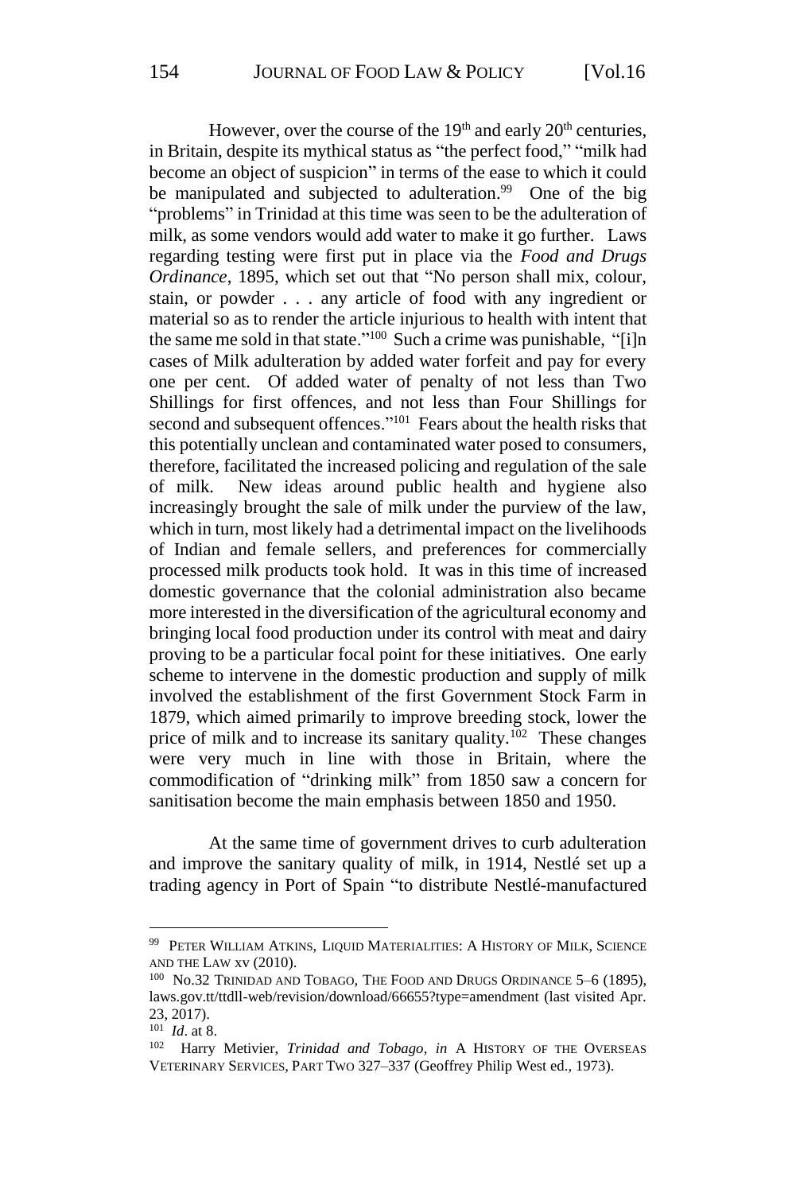However, over the course of the 19th and early 20th centuries, in Britain, despite its mythical status as "the perfect food," "milk had become an object of suspicion" in terms of the ease to which it could be manipulated and subjected to adulteration.[99] One of the big "problems" in Trinidad at this time was seen to be the adulteration of milk, as some vendors would add water to make it go further. Laws regarding testing were first put in place via the *Food and Drugs Ordinance*, 1895, which set out that "No person shall mix, colour, stain, or powder . . . any article of food with any ingredient or material so as to render the article injurious to health with intent that the same me sold in that state."[100] Such a crime was punishable, "[i]n cases of Milk adulteration by added water forfeit and pay for every one per cent. Of added water of penalty of not less than Two Shillings for first offences, and not less than Four Shillings for second and subsequent offences."[101] Fears about the health risks that this potentially unclean and contaminated water posed to consumers, therefore, facilitated the increased policing and regulation of the sale of milk. New ideas around public health and hygiene also increasingly brought the sale of milk under the purview of the law, which in turn, most likely had a detrimental impact on the livelihoods of Indian and female sellers, and preferences for commercially processed milk products took hold. It was in this time of increased domestic governance that the colonial administration also became more interested in the diversification of the agricultural economy and bringing local food production under its control with meat and dairy proving to be a particular focal point for these initiatives. One early scheme to intervene in the domestic production and supply of milk involved the establishment of the first Government Stock Farm in 1879, which aimed primarily to improve breeding stock, lower the price of milk and to increase its sanitary quality.[102] These changes were very much in line with those in Britain, where the commodification of "drinking milk" from 1850 saw a concern for sanitisation become the main emphasis between 1850 and 1950.

At the same time of government drives to curb adulteration and improve the sanitary quality of milk, in 1914, Nestlé set up a trading agency in Port of Spain "to distribute Nestlé-manufactured

---

[99] PETER WILLIAM ATKINS, LIQUID MATERIALITIES: A HISTORY OF MILK, SCIENCE AND THE LAW xv (2010).

[100] No.32 TRINIDAD AND TOBAGO, THE FOOD AND DRUGS ORDINANCE 5–6 (1895), laws.gov.tt/ttdll-web/revision/download/66655?type=amendment (last visited Apr. 23, 2017).

[101] *Id*. at 8.

[102] Harry Metivier, *Trinidad and Tobago*, *in* A HISTORY OF THE OVERSEAS VETERINARY SERVICES, PART TWO 327–337 (Geoffrey Philip West ed., 1973).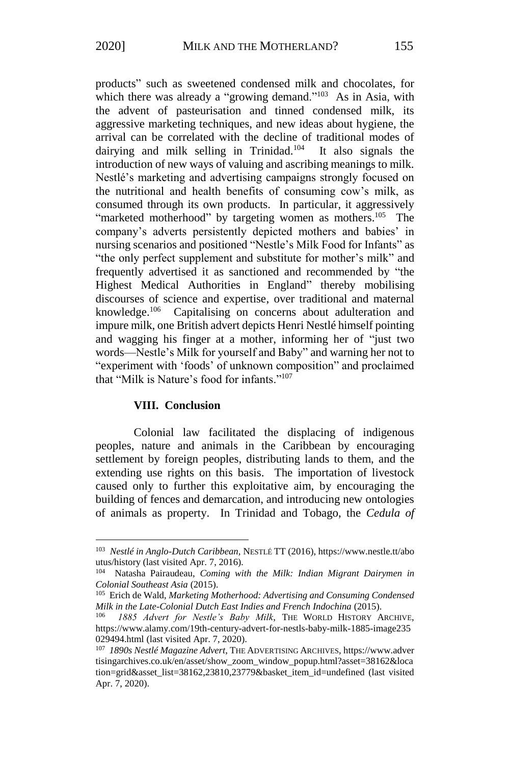products" such as sweetened condensed milk and chocolates, for which there was already a "growing demand."[103] As in Asia, with the advent of pasteurisation and tinned condensed milk, its aggressive marketing techniques, and new ideas about hygiene, the arrival can be correlated with the decline of traditional modes of dairying and milk selling in Trinidad.[104] It also signals the introduction of new ways of valuing and ascribing meanings to milk. Nestlé's marketing and advertising campaigns strongly focused on the nutritional and health benefits of consuming cow's milk, as consumed through its own products. In particular, it aggressively "marketed motherhood" by targeting women as mothers.[105] The company's adverts persistently depicted mothers and babies' in nursing scenarios and positioned "Nestle's Milk Food for Infants" as "the only perfect supplement and substitute for mother's milk" and frequently advertised it as sanctioned and recommended by "the Highest Medical Authorities in England" thereby mobilising discourses of science and expertise, over traditional and maternal knowledge.[106] Capitalising on concerns about adulteration and impure milk, one British advert depicts Henri Nestlé himself pointing and wagging his finger at a mother, informing her of "just two words—Nestle's Milk for yourself and Baby" and warning her not to "experiment with 'foods' of unknown composition" and proclaimed that "Milk is Nature's food for infants."[107]

## VIII. Conclusion

Colonial law facilitated the displacing of indigenous peoples, nature and animals in the Caribbean by encouraging settlement by foreign peoples, distributing lands to them, and the extending use rights on this basis. The importation of livestock caused only to further this exploitative aim, by encouraging the building of fences and demarcation, and introducing new ontologies of animals as property. In Trinidad and Tobago, the *Cedula of*

---

[103] *Nestlé in Anglo-Dutch Caribbean*, NESTLÉ TT (2016), https://www.nestle.tt/aboutus/history (last visited Apr. 7, 2016).

[104] Natasha Pairaudeau, *Coming with the Milk: Indian Migrant Dairymen in Colonial Southeast Asia* (2015).

[105] Erich de Wald, *Marketing Motherhood: Advertising and Consuming Condensed Milk in the Late-Colonial Dutch East Indies and French Indochina* (2015).

[106] *1885 Advert for Nestle's Baby Milk*, THE WORLD HISTORY ARCHIVE, https://www.alamy.com/19th-century-advert-for-nestls-baby-milk-1885-image235029494.html (last visited Apr. 7, 2020).

[107] *1890s Nestlé Magazine Advert*, THE ADVERTISING ARCHIVES, https://www.advertisingarchives.co.uk/en/asset/show_zoom_window_popup.html?asset=38162&location=grid&asset_list=38162,23810,23779&basket_item_id=undefined (last visited Apr. 7, 2020).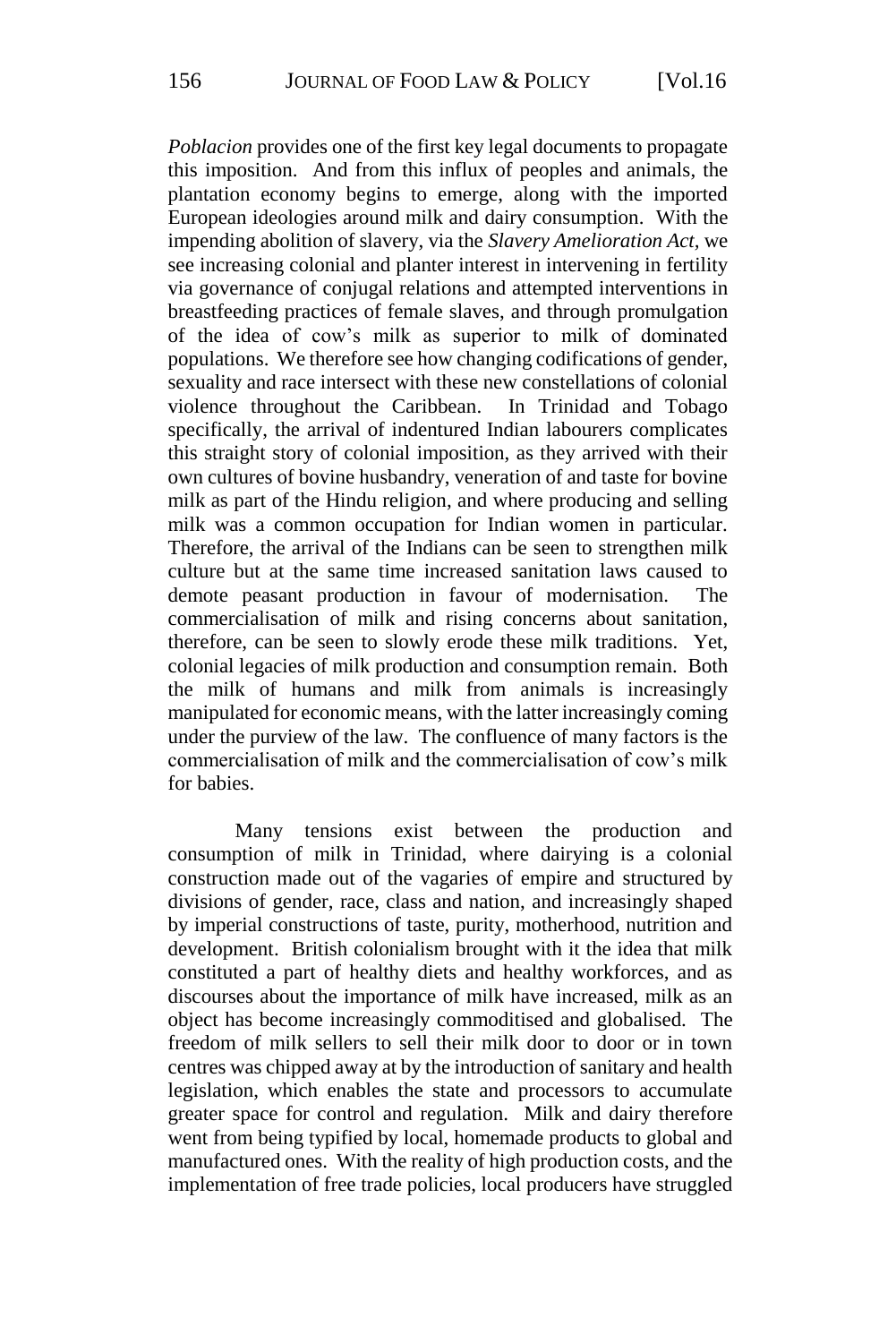*Poblacion* provides one of the first key legal documents to propagate this imposition. And from this influx of peoples and animals, the plantation economy begins to emerge, along with the imported European ideologies around milk and dairy consumption. With the impending abolition of slavery, via the *Slavery Amelioration Act*, we see increasing colonial and planter interest in intervening in fertility via governance of conjugal relations and attempted interventions in breastfeeding practices of female slaves, and through promulgation of the idea of cow's milk as superior to milk of dominated populations. We therefore see how changing codifications of gender, sexuality and race intersect with these new constellations of colonial violence throughout the Caribbean. In Trinidad and Tobago specifically, the arrival of indentured Indian labourers complicates this straight story of colonial imposition, as they arrived with their own cultures of bovine husbandry, veneration of and taste for bovine milk as part of the Hindu religion, and where producing and selling milk was a common occupation for Indian women in particular. Therefore, the arrival of the Indians can be seen to strengthen milk culture but at the same time increased sanitation laws caused to demote peasant production in favour of modernisation. The commercialisation of milk and rising concerns about sanitation, therefore, can be seen to slowly erode these milk traditions. Yet, colonial legacies of milk production and consumption remain. Both the milk of humans and milk from animals is increasingly manipulated for economic means, with the latter increasingly coming under the purview of the law. The confluence of many factors is the commercialisation of milk and the commercialisation of cow's milk for babies.

Many tensions exist between the production and consumption of milk in Trinidad, where dairying is a colonial construction made out of the vagaries of empire and structured by divisions of gender, race, class and nation, and increasingly shaped by imperial constructions of taste, purity, motherhood, nutrition and development. British colonialism brought with it the idea that milk constituted a part of healthy diets and healthy workforces, and as discourses about the importance of milk have increased, milk as an object has become increasingly commoditised and globalised. The freedom of milk sellers to sell their milk door to door or in town centres was chipped away at by the introduction of sanitary and health legislation, which enables the state and processors to accumulate greater space for control and regulation. Milk and dairy therefore went from being typified by local, homemade products to global and manufactured ones. With the reality of high production costs, and the implementation of free trade policies, local producers have struggled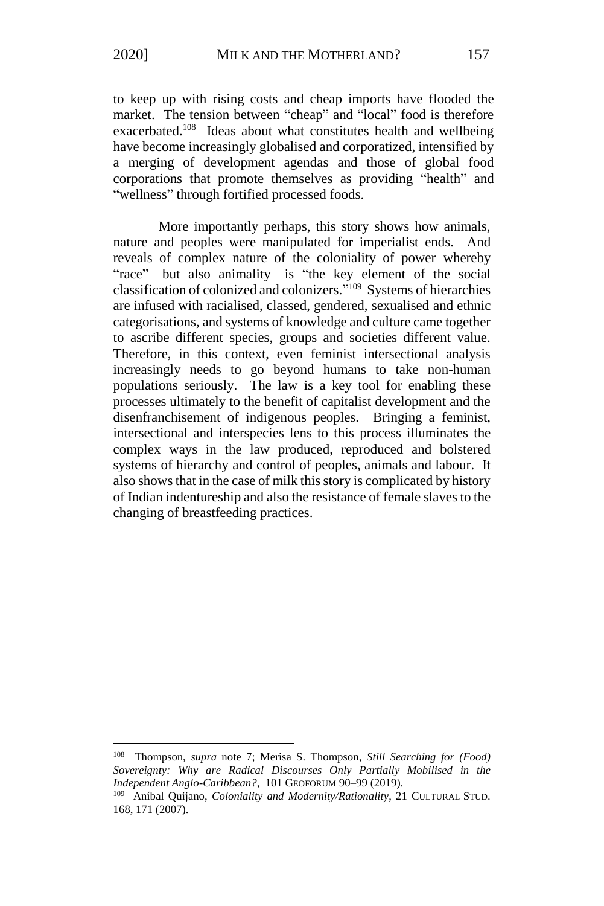to keep up with rising costs and cheap imports have flooded the market. The tension between "cheap" and "local" food is therefore exacerbated.[108] Ideas about what constitutes health and wellbeing have become increasingly globalised and corporatized, intensified by a merging of development agendas and those of global food corporations that promote themselves as providing "health" and "wellness" through fortified processed foods.

More importantly perhaps, this story shows how animals, nature and peoples were manipulated for imperialist ends. And reveals of complex nature of the coloniality of power whereby "race"—but also animality—is "the key element of the social classification of colonized and colonizers."[109] Systems of hierarchies are infused with racialised, classed, gendered, sexualised and ethnic categorisations, and systems of knowledge and culture came together to ascribe different species, groups and societies different value. Therefore, in this context, even feminist intersectional analysis increasingly needs to go beyond humans to take non-human populations seriously. The law is a key tool for enabling these processes ultimately to the benefit of capitalist development and the disenfranchisement of indigenous peoples. Bringing a feminist, intersectional and interspecies lens to this process illuminates the complex ways in the law produced, reproduced and bolstered systems of hierarchy and control of peoples, animals and labour. It also shows that in the case of milk this story is complicated by history of Indian indentureship and also the resistance of female slaves to the changing of breastfeeding practices.

---

[108] Thompson, *supra* note 7; Merisa S. Thompson, *Still Searching for (Food) Sovereignty: Why are Radical Discourses Only Partially Mobilised in the Independent Anglo-Caribbean?*, 101 GEOFORUM 90–99 (2019).

[109] Aníbal Quijano, *Coloniality and Modernity/Rationality*, 21 CULTURAL STUD. 168, 171 (2007).